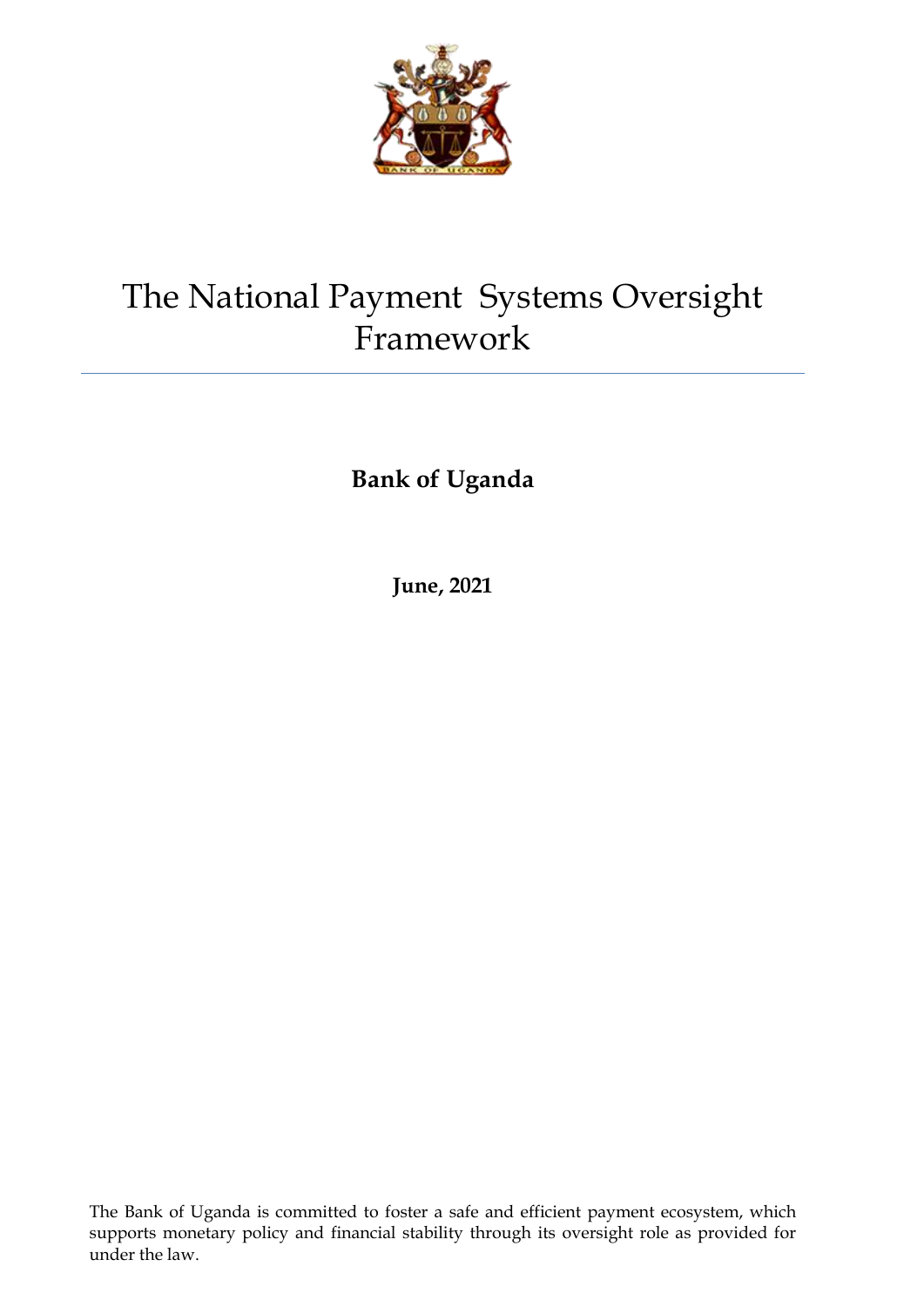# The National Payment Systems Oversight Framework

**Bank of Uganda**

**June, 2021**

The Bank of Uganda is committed to foster a safe and efficient payment ecosystem, which supports monetary policy and financial stability through its oversight role as provided for under the law.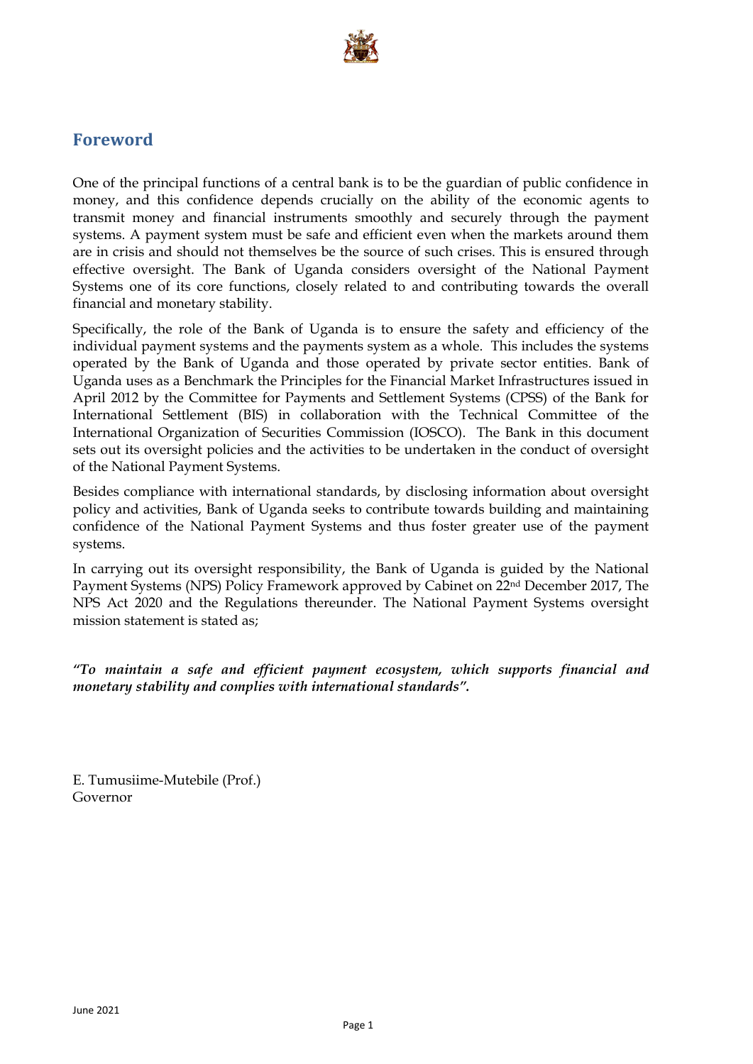## Foreword

One of the principal functions of a central bank is to be the guardian of public confidence in money, and this confidence depends crucially on the ability of the economic agents to transmit money and financial instruments smoothly and securely through the payment systems. A payment system must be safe and efficient even when the markets around them are in crisis and should not themselves be the source of such crises. This is ensured through effective oversight. The Bank of Uganda considers oversight of the National Payment Systems one of its core functions, closely related to and contributing towards the overall financial and monetary stability.

Specifically, the role of the Bank of Uganda is to ensure the safety and efficiency of the individual payment systems and the payments system as a whole. This includes the systems operated by the Bank of Uganda and those operated by private sector entities. Bank of Uganda uses as a Benchmark the Principles for the Financial Market Infrastructures issued in April 2012 by the Committee for Payments and Settlement Systems (CPSS) of the Bank for International Settlement (BIS) in collaboration with the Technical Committee of the International Organization of Securities Commission (IOSCO). The Bank in this document sets out its oversight policies and the activities to be undertaken in the conduct of oversight of the National Payment Systems.

Besides compliance with international standards, by disclosing information about oversight policy and activities, Bank of Uganda seeks to contribute towards building and maintaining confidence of the National Payment Systems and thus foster greater use of the payment systems.

In carrying out its oversight responsibility, the Bank of Uganda is guided by the National Payment Systems (NPS) Policy Framework approved by Cabinet on 22nd December 2017, The NPS Act 2020 and the Regulations thereunder. The National Payment Systems oversight mission statement is stated as;

***"To maintain a safe and efficient payment ecosystem, which supports financial and monetary stability and complies with international standards".***

E. Tumusiime-Mutebile (Prof.)
Governor

June 2021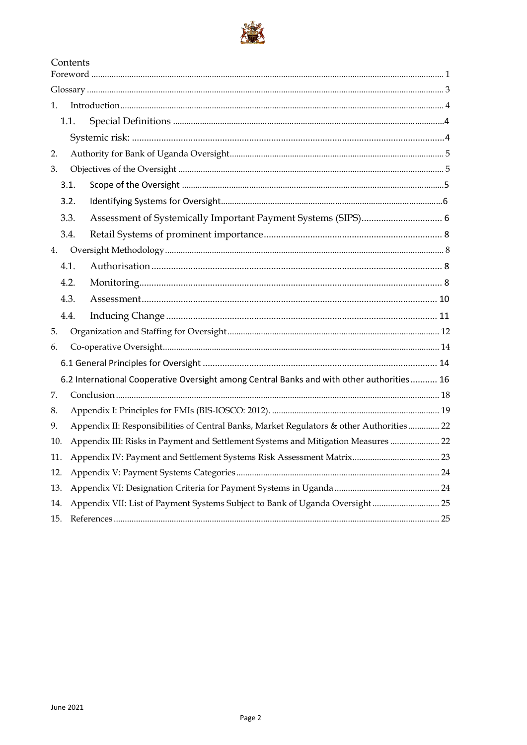# Contents

Foreword ........................................................................................................................................ 1

Glossary ......................................................................................................................................... 3

1. Introduction ............................................................................................................................... 4
   - 1.1. Special Definitions ........................................................................................................ 4
   - Systemic risk: ...................................................................................................................... 4
2. Authority for Bank of Uganda Oversight ............................................................................... 5
3. Objectives of the Oversight ...................................................................................................... 5
   - 3.1. Scope of the Oversight .................................................................................................. 5
   - 3.2. Identifying Systems for Oversight ................................................................................ 6
   - 3.3. Assessment of Systemically Important Payment Systems (SIPS) .................................. 6
   - 3.4. Retail Systems of prominent importance ...................................................................... 8
4. Oversight Methodology ............................................................................................................ 8
   - 4.1. Authorisation ................................................................................................................. 8
   - 4.2. Monitoring ...................................................................................................................... 8
   - 4.3. Assessment ................................................................................................................... 10
   - 4.4. Inducing Change .......................................................................................................... 11
5. Organization and Staffing for Oversight ................................................................................ 12
6. Co-operative Oversight ........................................................................................................... 14
   - 6.1 General Principles for Oversight ................................................................................... 14
   - 6.2 International Cooperative Oversight among Central Banks and with other authorities ........... 16
7. Conclusion ............................................................................................................................... 18
8. Appendix I: Principles for FMIs (BIS-IOSCO: 2012). ............................................................ 19
9. Appendix II: Responsibilities of Central Banks, Market Regulators & other Authorities .............. 22
10. Appendix III: Risks in Payment and Settlement Systems and Mitigation Measures ................... 22
11. Appendix IV: Payment and Settlement Systems Risk Assessment Matrix ................................. 23
12. Appendix V: Payment Systems Categories ........................................................................... 24
13. Appendix VI: Designation Criteria for Payment Systems in Uganda ...................................... 24
14. Appendix VII: List of Payment Systems Subject to Bank of Uganda Oversight ......................... 25
15. References ............................................................................................................................. 25

June 2021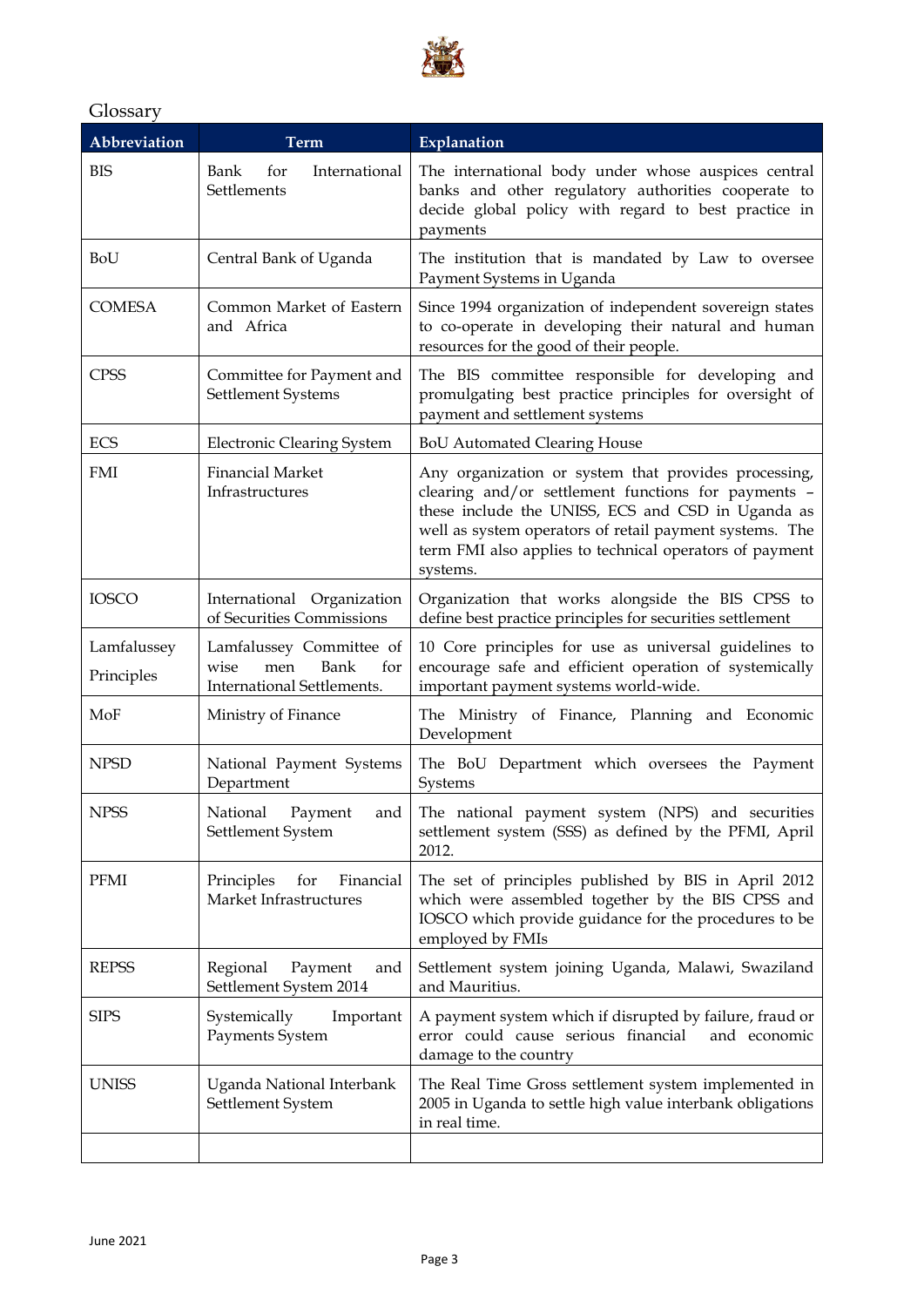## Glossary

| Abbreviation | Term | Explanation |
|---|---|---|
| BIS | Bank for International Settlements | The international body under whose auspices central banks and other regulatory authorities cooperate to decide global policy with regard to best practice in payments |
| BoU | Central Bank of Uganda | The institution that is mandated by Law to oversee Payment Systems in Uganda |
| COMESA | Common Market of Eastern and Africa | Since 1994 organization of independent sovereign states to co-operate in developing their natural and human resources for the good of their people. |
| CPSS | Committee for Payment and Settlement Systems | The BIS committee responsible for developing and promulgating best practice principles for oversight of payment and settlement systems |
| ECS | Electronic Clearing System | BoU Automated Clearing House |
| FMI | Financial Market Infrastructures | Any organization or system that provides processing, clearing and/or settlement functions for payments – these include the UNISS, ECS and CSD in Uganda as well as system operators of retail payment systems. The term FMI also applies to technical operators of payment systems. |
| IOSCO | International Organization of Securities Commissions | Organization that works alongside the BIS CPSS to define best practice principles for securities settlement |
| Lamfalussey Principles | Lamfalussey Committee of wise men Bank for International Settlements. | 10 Core principles for use as universal guidelines to encourage safe and efficient operation of systemically important payment systems world-wide. |
| MoF | Ministry of Finance | The Ministry of Finance, Planning and Economic Development |
| NPSD | National Payment Systems Department | The BoU Department which oversees the Payment Systems |
| NPSS | National Payment and Settlement System | The national payment system (NPS) and securities settlement system (SSS) as defined by the PFMI, April 2012. |
| PFMI | Principles for Financial Market Infrastructures | The set of principles published by BIS in April 2012 which were assembled together by the BIS CPSS and IOSCO which provide guidance for the procedures to be employed by FMIs |
| REPSS | Regional Payment and Settlement System 2014 | Settlement system joining Uganda, Malawi, Swaziland and Mauritius. |
| SIPS | Systemically Important Payments System | A payment system which if disrupted by failure, fraud or error could cause serious financial and economic damage to the country |
| UNISS | Uganda National Interbank Settlement System | The Real Time Gross settlement system implemented in 2005 in Uganda to settle high value interbank obligations in real time. |
| | | |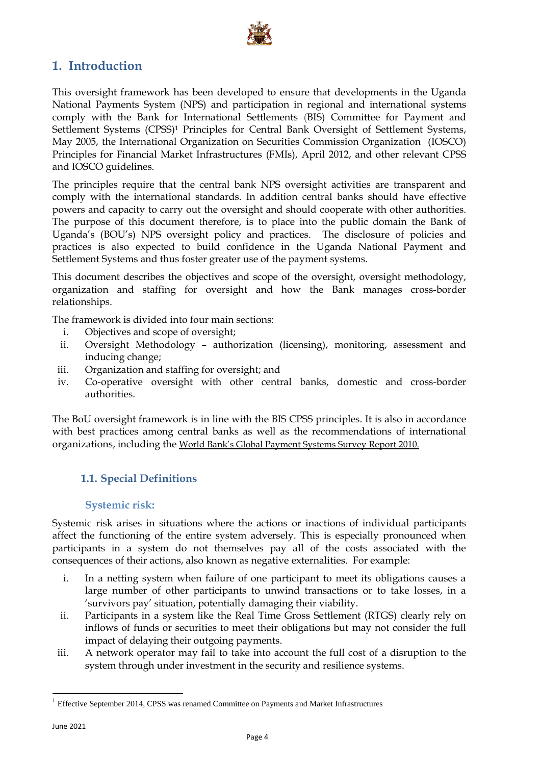# 1. Introduction

This oversight framework has been developed to ensure that developments in the Uganda National Payments System (NPS) and participation in regional and international systems comply with the Bank for International Settlements (BIS) Committee for Payment and Settlement Systems (CPSS)[1] Principles for Central Bank Oversight of Settlement Systems, May 2005, the International Organization on Securities Commission Organization (IOSCO) Principles for Financial Market Infrastructures (FMIs), April 2012, and other relevant CPSS and IOSCO guidelines.

The principles require that the central bank NPS oversight activities are transparent and comply with the international standards. In addition central banks should have effective powers and capacity to carry out the oversight and should cooperate with other authorities. The purpose of this document therefore, is to place into the public domain the Bank of Uganda's (BOU's) NPS oversight policy and practices. The disclosure of policies and practices is also expected to build confidence in the Uganda National Payment and Settlement Systems and thus foster greater use of the payment systems.

This document describes the objectives and scope of the oversight, oversight methodology, organization and staffing for oversight and how the Bank manages cross-border relationships.

The framework is divided into four main sections:

i. Objectives and scope of oversight;
ii. Oversight Methodology – authorization (licensing), monitoring, assessment and inducing change;
iii. Organization and staffing for oversight; and
iv. Co-operative oversight with other central banks, domestic and cross-border authorities.

The BoU oversight framework is in line with the BIS CPSS principles. It is also in accordance with best practices among central banks as well as the recommendations of international organizations, including the World Bank's Global Payment Systems Survey Report 2010.

## 1.1. Special Definitions

### Systemic risk:

Systemic risk arises in situations where the actions or inactions of individual participants affect the functioning of the entire system adversely. This is especially pronounced when participants in a system do not themselves pay all of the costs associated with the consequences of their actions, also known as negative externalities. For example:

i. In a netting system when failure of one participant to meet its obligations causes a large number of other participants to unwind transactions or to take losses, in a 'survivors pay' situation, potentially damaging their viability.
ii. Participants in a system like the Real Time Gross Settlement (RTGS) clearly rely on inflows of funds or securities to meet their obligations but may not consider the full impact of delaying their outgoing payments.
iii. A network operator may fail to take into account the full cost of a disruption to the system through under investment in the security and resilience systems.

[1] Effective September 2014, CPSS was renamed Committee on Payments and Market Infrastructures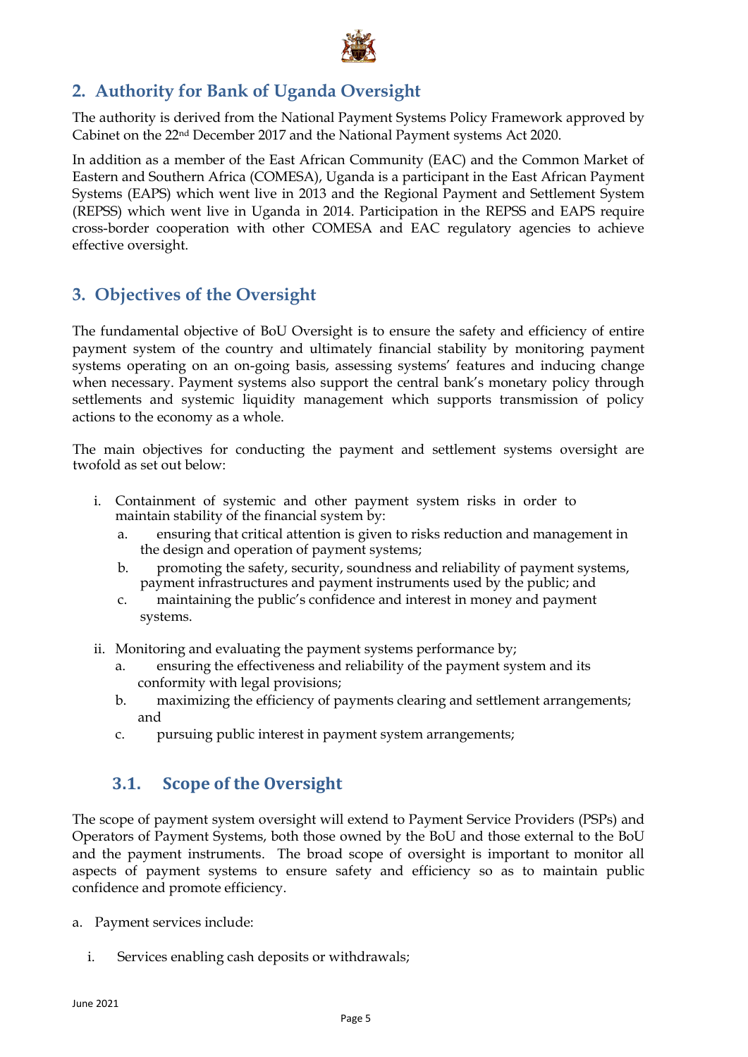## 2. Authority for Bank of Uganda Oversight

The authority is derived from the National Payment Systems Policy Framework approved by Cabinet on the 22nd December 2017 and the National Payment systems Act 2020.

In addition as a member of the East African Community (EAC) and the Common Market of Eastern and Southern Africa (COMESA), Uganda is a participant in the East African Payment Systems (EAPS) which went live in 2013 and the Regional Payment and Settlement System (REPSS) which went live in Uganda in 2014. Participation in the REPSS and EAPS require cross-border cooperation with other COMESA and EAC regulatory agencies to achieve effective oversight.

## 3. Objectives of the Oversight

The fundamental objective of BoU Oversight is to ensure the safety and efficiency of entire payment system of the country and ultimately financial stability by monitoring payment systems operating on an on-going basis, assessing systems' features and inducing change when necessary. Payment systems also support the central bank's monetary policy through settlements and systemic liquidity management which supports transmission of policy actions to the economy as a whole.

The main objectives for conducting the payment and settlement systems oversight are twofold as set out below:

i. Containment of systemic and other payment system risks in order to maintain stability of the financial system by:
   a. ensuring that critical attention is given to risks reduction and management in the design and operation of payment systems;
   b. promoting the safety, security, soundness and reliability of payment systems, payment infrastructures and payment instruments used by the public; and
   c. maintaining the public's confidence and interest in money and payment systems.

ii. Monitoring and evaluating the payment systems performance by;
   a. ensuring the effectiveness and reliability of the payment system and its conformity with legal provisions;
   b. maximizing the efficiency of payments clearing and settlement arrangements; and
   c. pursuing public interest in payment system arrangements;

### 3.1. Scope of the Oversight

The scope of payment system oversight will extend to Payment Service Providers (PSPs) and Operators of Payment Systems, both those owned by the BoU and those external to the BoU and the payment instruments. The broad scope of oversight is important to monitor all aspects of payment systems to ensure safety and efficiency so as to maintain public confidence and promote efficiency.

a. Payment services include:

   i. Services enabling cash deposits or withdrawals;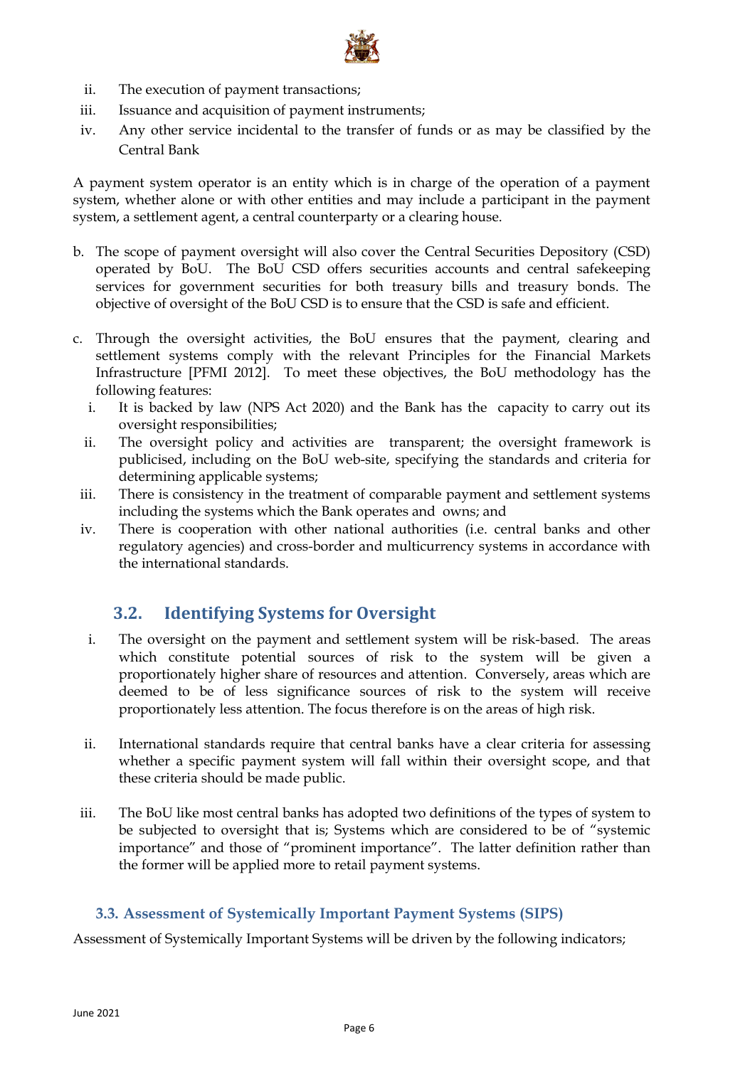ii. The execution of payment transactions;
iii. Issuance and acquisition of payment instruments;
iv. Any other service incidental to the transfer of funds or as may be classified by the Central Bank

A payment system operator is an entity which is in charge of the operation of a payment system, whether alone or with other entities and may include a participant in the payment system, a settlement agent, a central counterparty or a clearing house.

b. The scope of payment oversight will also cover the Central Securities Depository (CSD) operated by BoU. The BoU CSD offers securities accounts and central safekeeping services for government securities for both treasury bills and treasury bonds. The objective of oversight of the BoU CSD is to ensure that the CSD is safe and efficient.

c. Through the oversight activities, the BoU ensures that the payment, clearing and settlement systems comply with the relevant Principles for the Financial Markets Infrastructure [PFMI 2012]. To meet these objectives, the BoU methodology has the following features:
   i. It is backed by law (NPS Act 2020) and the Bank has the capacity to carry out its oversight responsibilities;
   ii. The oversight policy and activities are transparent; the oversight framework is publicised, including on the BoU web-site, specifying the standards and criteria for determining applicable systems;
   iii. There is consistency in the treatment of comparable payment and settlement systems including the systems which the Bank operates and owns; and
   iv. There is cooperation with other national authorities (i.e. central banks and other regulatory agencies) and cross-border and multicurrency systems in accordance with the international standards.

## 3.2. Identifying Systems for Oversight

i. The oversight on the payment and settlement system will be risk-based. The areas which constitute potential sources of risk to the system will be given a proportionately higher share of resources and attention. Conversely, areas which are deemed to be of less significance sources of risk to the system will receive proportionately less attention. The focus therefore is on the areas of high risk.

ii. International standards require that central banks have a clear criteria for assessing whether a specific payment system will fall within their oversight scope, and that these criteria should be made public.

iii. The BoU like most central banks has adopted two definitions of the types of system to be subjected to oversight that is; Systems which are considered to be of "systemic importance" and those of "prominent importance". The latter definition rather than the former will be applied more to retail payment systems.

### 3.3. Assessment of Systemically Important Payment Systems (SIPS)

Assessment of Systemically Important Systems will be driven by the following indicators;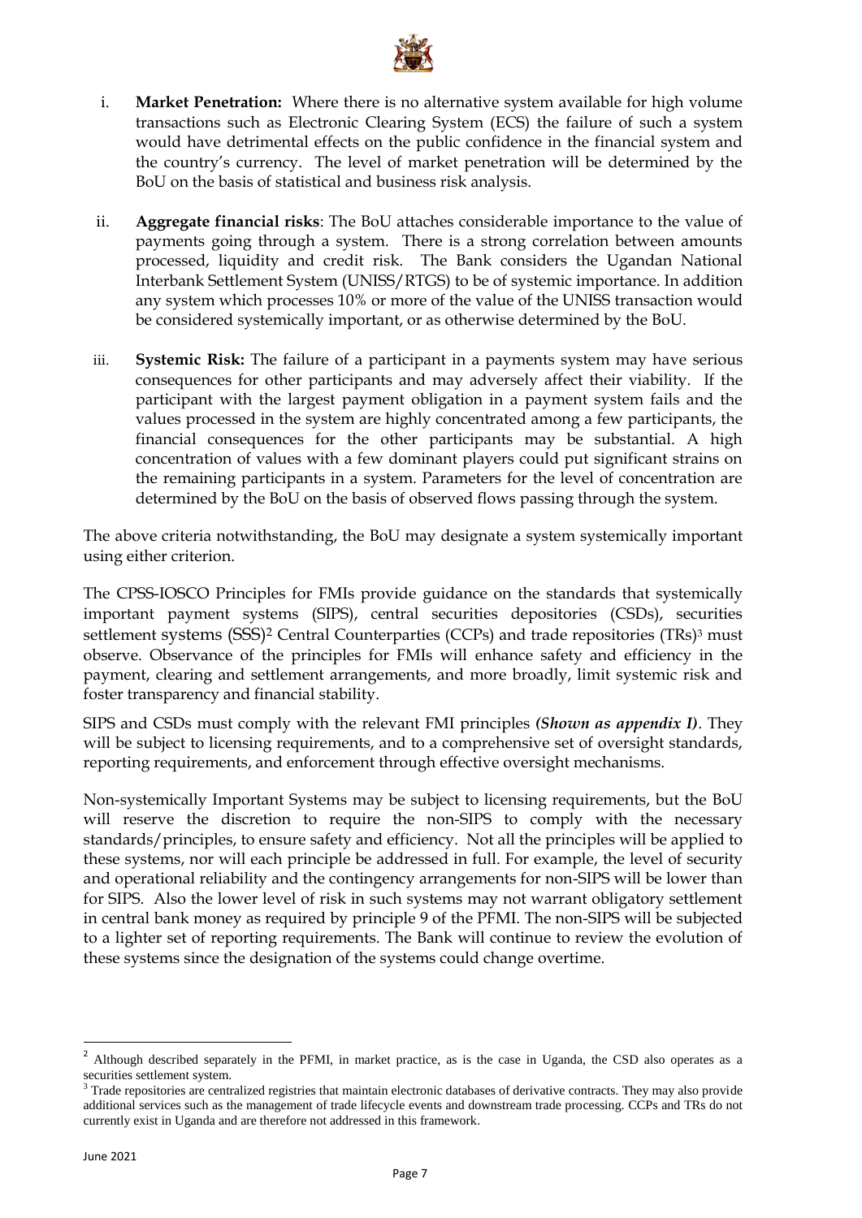i. **Market Penetration:** Where there is no alternative system available for high volume transactions such as Electronic Clearing System (ECS) the failure of such a system would have detrimental effects on the public confidence in the financial system and the country's currency. The level of market penetration will be determined by the BoU on the basis of statistical and business risk analysis.

ii. **Aggregate financial risks**: The BoU attaches considerable importance to the value of payments going through a system. There is a strong correlation between amounts processed, liquidity and credit risk. The Bank considers the Ugandan National Interbank Settlement System (UNISS/RTGS) to be of systemic importance. In addition any system which processes 10% or more of the value of the UNISS transaction would be considered systemically important, or as otherwise determined by the BoU.

iii. **Systemic Risk:** The failure of a participant in a payments system may have serious consequences for other participants and may adversely affect their viability. If the participant with the largest payment obligation in a payment system fails and the values processed in the system are highly concentrated among a few participants, the financial consequences for the other participants may be substantial. A high concentration of values with a few dominant players could put significant strains on the remaining participants in a system. Parameters for the level of concentration are determined by the BoU on the basis of observed flows passing through the system.

The above criteria notwithstanding, the BoU may designate a system systemically important using either criterion.

The CPSS-IOSCO Principles for FMIs provide guidance on the standards that systemically important payment systems (SIPS), central securities depositories (CSDs), securities settlement systems (SSS)[2] Central Counterparties (CCPs) and trade repositories (TRs)[3] must observe. Observance of the principles for FMIs will enhance safety and efficiency in the payment, clearing and settlement arrangements, and more broadly, limit systemic risk and foster transparency and financial stability.

SIPS and CSDs must comply with the relevant FMI principles ***(Shown as appendix I)***. They will be subject to licensing requirements, and to a comprehensive set of oversight standards, reporting requirements, and enforcement through effective oversight mechanisms.

Non-systemically Important Systems may be subject to licensing requirements, but the BoU will reserve the discretion to require the non-SIPS to comply with the necessary standards/principles, to ensure safety and efficiency. Not all the principles will be applied to these systems, nor will each principle be addressed in full. For example, the level of security and operational reliability and the contingency arrangements for non-SIPS will be lower than for SIPS. Also the lower level of risk in such systems may not warrant obligatory settlement in central bank money as required by principle 9 of the PFMI. The non-SIPS will be subjected to a lighter set of reporting requirements. The Bank will continue to review the evolution of these systems since the designation of the systems could change overtime.

---

[2] Although described separately in the PFMI, in market practice, as is the case in Uganda, the CSD also operates as a securities settlement system.

[3] Trade repositories are centralized registries that maintain electronic databases of derivative contracts. They may also provide additional services such as the management of trade lifecycle events and downstream trade processing. CCPs and TRs do not currently exist in Uganda and are therefore not addressed in this framework.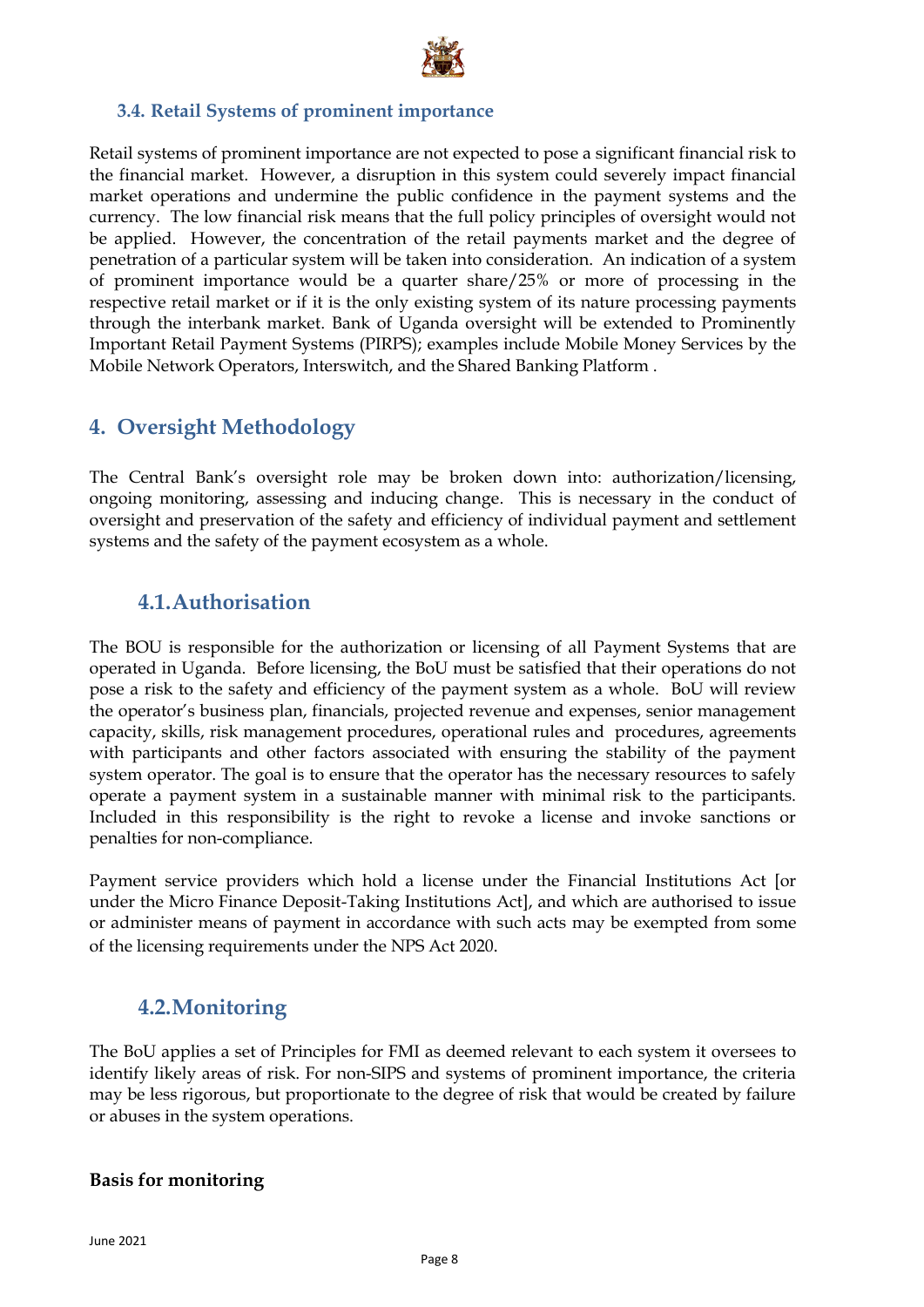### 3.4. Retail Systems of prominent importance

Retail systems of prominent importance are not expected to pose a significant financial risk to the financial market. However, a disruption in this system could severely impact financial market operations and undermine the public confidence in the payment systems and the currency. The low financial risk means that the full policy principles of oversight would not be applied. However, the concentration of the retail payments market and the degree of penetration of a particular system will be taken into consideration. An indication of a system of prominent importance would be a quarter share/25% or more of processing in the respective retail market or if it is the only existing system of its nature processing payments through the interbank market. Bank of Uganda oversight will be extended to Prominently Important Retail Payment Systems (PIRPS); examples include Mobile Money Services by the Mobile Network Operators, Interswitch, and the Shared Banking Platform .

## 4. Oversight Methodology

The Central Bank's oversight role may be broken down into: authorization/licensing, ongoing monitoring, assessing and inducing change. This is necessary in the conduct of oversight and preservation of the safety and efficiency of individual payment and settlement systems and the safety of the payment ecosystem as a whole.

### 4.1. Authorisation

The BOU is responsible for the authorization or licensing of all Payment Systems that are operated in Uganda. Before licensing, the BoU must be satisfied that their operations do not pose a risk to the safety and efficiency of the payment system as a whole. BoU will review the operator's business plan, financials, projected revenue and expenses, senior management capacity, skills, risk management procedures, operational rules and procedures, agreements with participants and other factors associated with ensuring the stability of the payment system operator. The goal is to ensure that the operator has the necessary resources to safely operate a payment system in a sustainable manner with minimal risk to the participants. Included in this responsibility is the right to revoke a license and invoke sanctions or penalties for non-compliance.

Payment service providers which hold a license under the Financial Institutions Act [or under the Micro Finance Deposit-Taking Institutions Act], and which are authorised to issue or administer means of payment in accordance with such acts may be exempted from some of the licensing requirements under the NPS Act 2020.

### 4.2. Monitoring

The BoU applies a set of Principles for FMI as deemed relevant to each system it oversees to identify likely areas of risk. For non-SIPS and systems of prominent importance, the criteria may be less rigorous, but proportionate to the degree of risk that would be created by failure or abuses in the system operations.

**Basis for monitoring**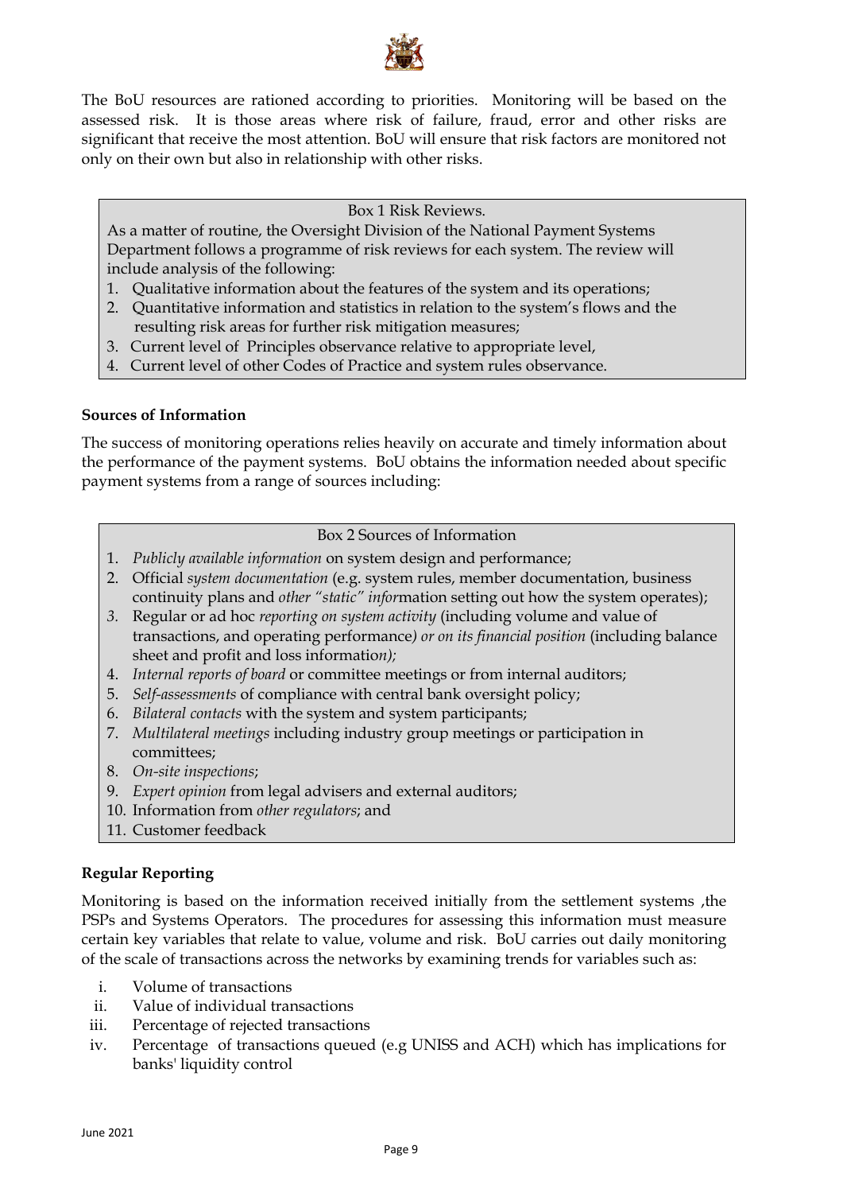The BoU resources are rationed according to priorities. Monitoring will be based on the assessed risk. It is those areas where risk of failure, fraud, error and other risks are significant that receive the most attention. BoU will ensure that risk factors are monitored not only on their own but also in relationship with other risks.

> Box 1 Risk Reviews.
>
> As a matter of routine, the Oversight Division of the National Payment Systems Department follows a programme of risk reviews for each system. The review will include analysis of the following:
>
> 1. Qualitative information about the features of the system and its operations;
> 2. Quantitative information and statistics in relation to the system's flows and the resulting risk areas for further risk mitigation measures;
> 3. Current level of Principles observance relative to appropriate level,
> 4. Current level of other Codes of Practice and system rules observance.

**Sources of Information**

The success of monitoring operations relies heavily on accurate and timely information about the performance of the payment systems. BoU obtains the information needed about specific payment systems from a range of sources including:

> Box 2 Sources of Information
>
> 1. *Publicly available information* on system design and performance;
> 2. Official *system documentation* (e.g. system rules, member documentation, business continuity plans and *other "static" infor*mation setting out how the system operates);
> 3. Regular or ad hoc *reporting on system activity* (including volume and value of transactions, and operating performance*) or on its financial position* (including balance sheet and profit and loss informatio*n);*
> 4. *Internal reports of board* or committee meetings or from internal auditors;
> 5. *Self-assessments* of compliance with central bank oversight policy;
> 6. *Bilateral contacts* with the system and system participants;
> 7. *Multilateral meetings* including industry group meetings or participation in committees;
> 8. *On-site inspections*;
> 9. *Expert opinion* from legal advisers and external auditors;
> 10. Information from *other regulators*; and
> 11. Customer feedback

**Regular Reporting**

Monitoring is based on the information received initially from the settlement systems ,the PSPs and Systems Operators. The procedures for assessing this information must measure certain key variables that relate to value, volume and risk. BoU carries out daily monitoring of the scale of transactions across the networks by examining trends for variables such as:

i. Volume of transactions
ii. Value of individual transactions
iii. Percentage of rejected transactions
iv. Percentage of transactions queued (e.g UNISS and ACH) which has implications for banks' liquidity control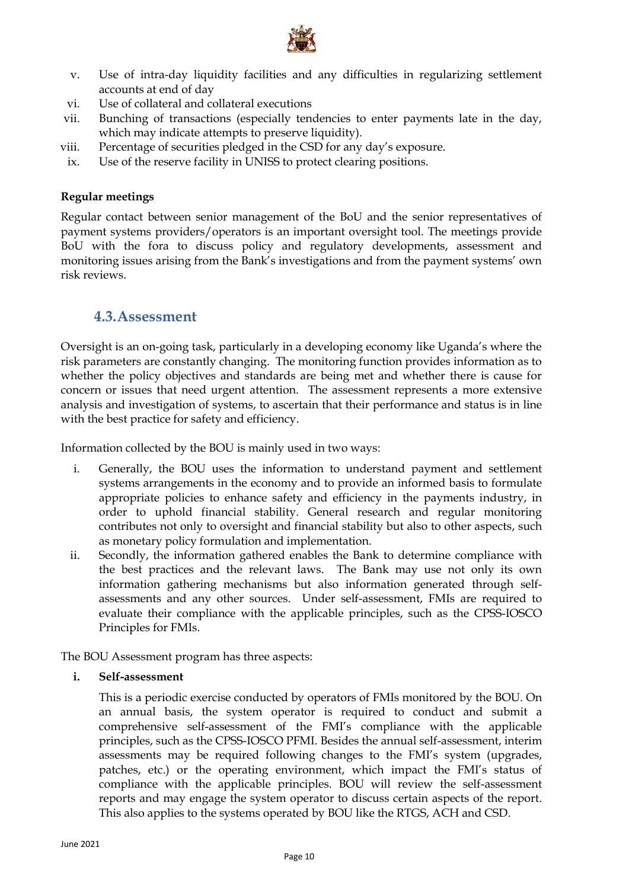v. Use of intra-day liquidity facilities and any difficulties in regularizing settlement accounts at end of day
vi. Use of collateral and collateral executions
vii. Bunching of transactions (especially tendencies to enter payments late in the day, which may indicate attempts to preserve liquidity).
viii. Percentage of securities pledged in the CSD for any day's exposure.
ix. Use of the reserve facility in UNISS to protect clearing positions.

**Regular meetings**

Regular contact between senior management of the BoU and the senior representatives of payment systems providers/operators is an important oversight tool. The meetings provide BoU with the fora to discuss policy and regulatory developments, assessment and monitoring issues arising from the Bank's investigations and from the payment systems' own risk reviews.

## 4.3. Assessment

Oversight is an on-going task, particularly in a developing economy like Uganda's where the risk parameters are constantly changing. The monitoring function provides information as to whether the policy objectives and standards are being met and whether there is cause for concern or issues that need urgent attention. The assessment represents a more extensive analysis and investigation of systems, to ascertain that their performance and status is in line with the best practice for safety and efficiency.

Information collected by the BOU is mainly used in two ways:

i. Generally, the BOU uses the information to understand payment and settlement systems arrangements in the economy and to provide an informed basis to formulate appropriate policies to enhance safety and efficiency in the payments industry, in order to uphold financial stability. General research and regular monitoring contributes not only to oversight and financial stability but also to other aspects, such as monetary policy formulation and implementation.
ii. Secondly, the information gathered enables the Bank to determine compliance with the best practices and the relevant laws. The Bank may use not only its own information gathering mechanisms but also information generated through self-assessments and any other sources. Under self-assessment, FMIs are required to evaluate their compliance with the applicable principles, such as the CPSS-IOSCO Principles for FMIs.

The BOU Assessment program has three aspects:

**i. Self-assessment**

This is a periodic exercise conducted by operators of FMIs monitored by the BOU. On an annual basis, the system operator is required to conduct and submit a comprehensive self-assessment of the FMI's compliance with the applicable principles, such as the CPSS-IOSCO PFMI. Besides the annual self-assessment, interim assessments may be required following changes to the FMI's system (upgrades, patches, etc.) or the operating environment, which impact the FMI's status of compliance with the applicable principles. BOU will review the self-assessment reports and may engage the system operator to discuss certain aspects of the report. This also applies to the systems operated by BOU like the RTGS, ACH and CSD.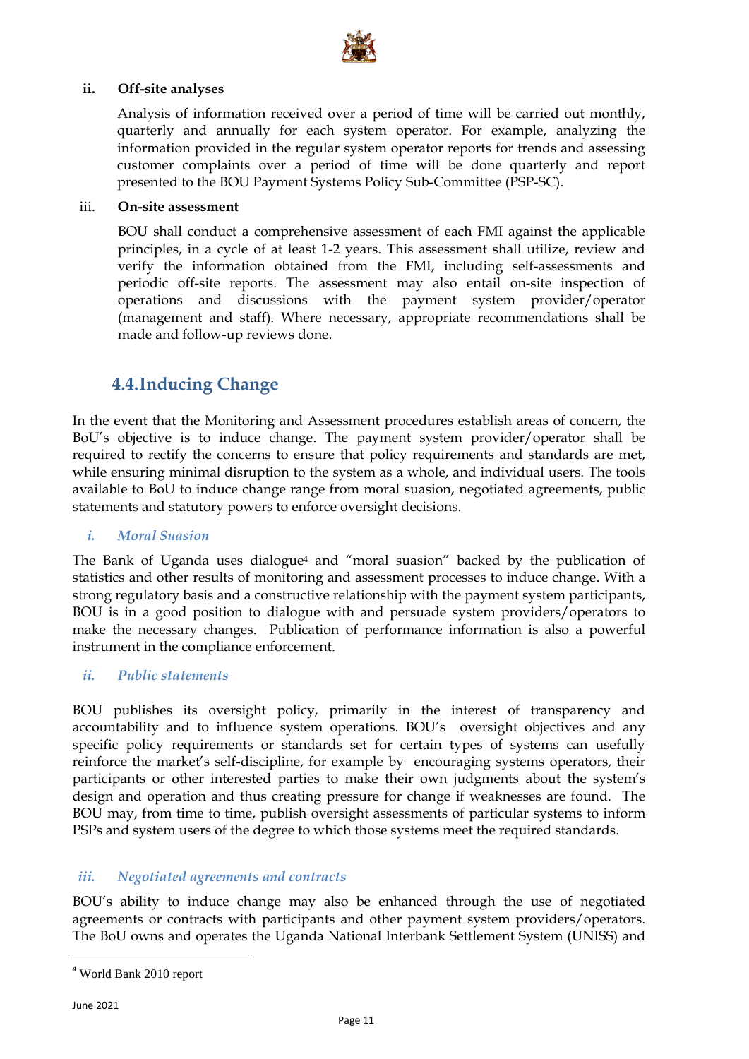**ii. Off-site analyses**

Analysis of information received over a period of time will be carried out monthly, quarterly and annually for each system operator. For example, analyzing the information provided in the regular system operator reports for trends and assessing customer complaints over a period of time will be done quarterly and report presented to the BOU Payment Systems Policy Sub-Committee (PSP-SC).

iii. **On-site assessment**

BOU shall conduct a comprehensive assessment of each FMI against the applicable principles, in a cycle of at least 1-2 years. This assessment shall utilize, review and verify the information obtained from the FMI, including self-assessments and periodic off-site reports. The assessment may also entail on-site inspection of operations and discussions with the payment system provider/operator (management and staff). Where necessary, appropriate recommendations shall be made and follow-up reviews done.

## 4.4. Inducing Change

In the event that the Monitoring and Assessment procedures establish areas of concern, the BoU's objective is to induce change. The payment system provider/operator shall be required to rectify the concerns to ensure that policy requirements and standards are met, while ensuring minimal disruption to the system as a whole, and individual users. The tools available to BoU to induce change range from moral suasion, negotiated agreements, public statements and statutory powers to enforce oversight decisions.

### *i. Moral Suasion*

The Bank of Uganda uses dialogue[4] and "moral suasion" backed by the publication of statistics and other results of monitoring and assessment processes to induce change. With a strong regulatory basis and a constructive relationship with the payment system participants, BOU is in a good position to dialogue with and persuade system providers/operators to make the necessary changes. Publication of performance information is also a powerful instrument in the compliance enforcement.

### *ii. Public statements*

BOU publishes its oversight policy, primarily in the interest of transparency and accountability and to influence system operations. BOU's oversight objectives and any specific policy requirements or standards set for certain types of systems can usefully reinforce the market's self-discipline, for example by encouraging systems operators, their participants or other interested parties to make their own judgments about the system's design and operation and thus creating pressure for change if weaknesses are found. The BOU may, from time to time, publish oversight assessments of particular systems to inform PSPs and system users of the degree to which those systems meet the required standards.

### *iii. Negotiated agreements and contracts*

BOU's ability to induce change may also be enhanced through the use of negotiated agreements or contracts with participants and other payment system providers/operators. The BoU owns and operates the Uganda National Interbank Settlement System (UNISS) and

[4] World Bank 2010 report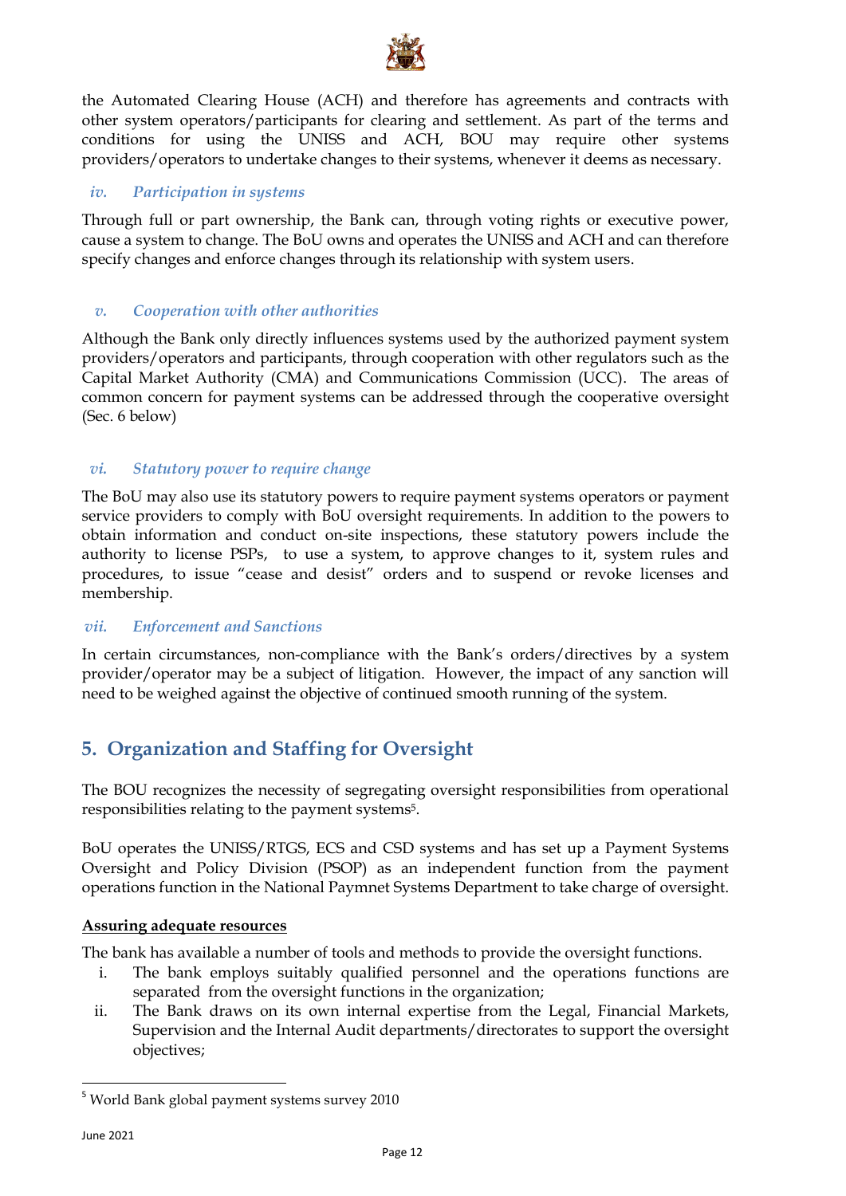the Automated Clearing House (ACH) and therefore has agreements and contracts with other system operators/participants for clearing and settlement. As part of the terms and conditions for using the UNISS and ACH, BOU may require other systems providers/operators to undertake changes to their systems, whenever it deems as necessary.

### *iv. Participation in systems*

Through full or part ownership, the Bank can, through voting rights or executive power, cause a system to change. The BoU owns and operates the UNISS and ACH and can therefore specify changes and enforce changes through its relationship with system users.

### *v. Cooperation with other authorities*

Although the Bank only directly influences systems used by the authorized payment system providers/operators and participants, through cooperation with other regulators such as the Capital Market Authority (CMA) and Communications Commission (UCC). The areas of common concern for payment systems can be addressed through the cooperative oversight (Sec. 6 below)

### *vi. Statutory power to require change*

The BoU may also use its statutory powers to require payment systems operators or payment service providers to comply with BoU oversight requirements. In addition to the powers to obtain information and conduct on-site inspections, these statutory powers include the authority to license PSPs, to use a system, to approve changes to it, system rules and procedures, to issue "cease and desist" orders and to suspend or revoke licenses and membership.

### *vii. Enforcement and Sanctions*

In certain circumstances, non-compliance with the Bank's orders/directives by a system provider/operator may be a subject of litigation. However, the impact of any sanction will need to be weighed against the objective of continued smooth running of the system.

## 5. Organization and Staffing for Oversight

The BOU recognizes the necessity of segregating oversight responsibilities from operational responsibilities relating to the payment systems[5].

BoU operates the UNISS/RTGS, ECS and CSD systems and has set up a Payment Systems Oversight and Policy Division (PSOP) as an independent function from the payment operations function in the National Paymnet Systems Department to take charge of oversight.

**Assuring adequate resources**

The bank has available a number of tools and methods to provide the oversight functions.

i. The bank employs suitably qualified personnel and the operations functions are separated from the oversight functions in the organization;
ii. The Bank draws on its own internal expertise from the Legal, Financial Markets, Supervision and the Internal Audit departments/directorates to support the oversight objectives;

---

[5] World Bank global payment systems survey 2010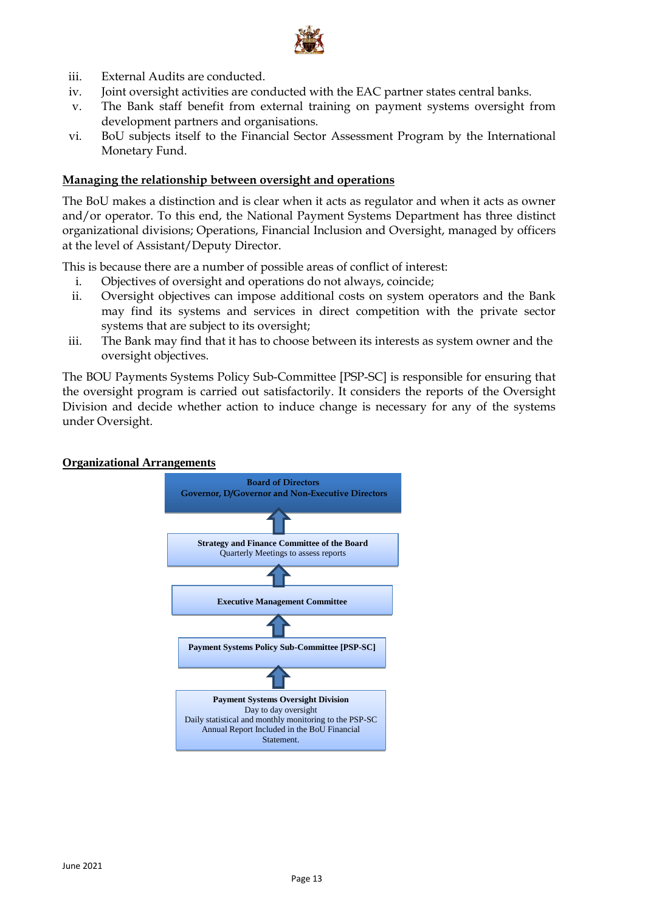iii. External Audits are conducted.
iv. Joint oversight activities are conducted with the EAC partner states central banks.
v. The Bank staff benefit from external training on payment systems oversight from development partners and organisations.
vi. BoU subjects itself to the Financial Sector Assessment Program by the International Monetary Fund.

**Managing the relationship between oversight and operations**

The BoU makes a distinction and is clear when it acts as regulator and when it acts as owner and/or operator. To this end, the National Payment Systems Department has three distinct organizational divisions; Operations, Financial Inclusion and Oversight, managed by officers at the level of Assistant/Deputy Director.

This is because there are a number of possible areas of conflict of interest:

i. Objectives of oversight and operations do not always, coincide;
ii. Oversight objectives can impose additional costs on system operators and the Bank may find its systems and services in direct competition with the private sector systems that are subject to its oversight;
iii. The Bank may find that it has to choose between its interests as system owner and the oversight objectives.

The BOU Payments Systems Policy Sub-Committee [PSP-SC] is responsible for ensuring that the oversight program is carried out satisfactorily. It considers the reports of the Oversight Division and decide whether action to induce change is necessary for any of the systems under Oversight.

**Organizational Arrangements**

**Board of Directors**
**Governor, D/Governor and Non-Executive Directors**

↑

**Strategy and Finance Committee of the Board**
Quarterly Meetings to assess reports

↑

**Executive Management Committee**

↑

**Payment Systems Policy Sub-Committee [PSP-SC]**

↑

**Payment Systems Oversight Division**
Day to day oversight
Daily statistical and monthly monitoring to the PSP-SC
Annual Report Included in the BoU Financial Statement.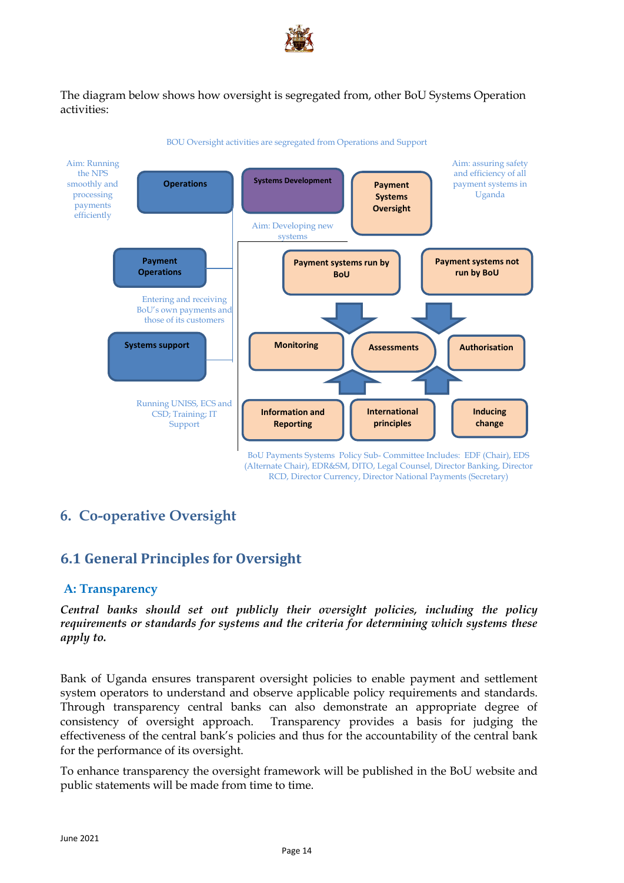The diagram below shows how oversight is segregated from, other BoU Systems Operation activities:

BOU Oversight activities are segregated from Operations and Support

Aim: Running the NPS smoothly and processing payments efficiently

Operations

Systems Development

Aim: Developing new systems

Payment Systems Oversight

Aim: assuring safety and efficiency of all payment systems in Uganda

Payment Operations

Entering and receiving BoU's own payments and those of its customers

Systems support

Running UNISS, ECS and CSD; Training; IT Support

Payment systems run by BoU

Payment systems not run by BoU

Monitoring

Assessments

Authorisation

Information and Reporting

International principles

Inducing change

BoU Payments Systems Policy Sub- Committee Includes: EDF (Chair), EDS (Alternate Chair), EDR&SM, DITO, Legal Counsel, Director Banking, Director RCD, Director Currency, Director National Payments (Secretary)

# 6. Co-operative Oversight

## 6.1 General Principles for Oversight

### A: Transparency

***Central banks should set out publicly their oversight policies, including the policy requirements or standards for systems and the criteria for determining which systems these apply to.***

Bank of Uganda ensures transparent oversight policies to enable payment and settlement system operators to understand and observe applicable policy requirements and standards. Through transparency central banks can also demonstrate an appropriate degree of consistency of oversight approach. Transparency provides a basis for judging the effectiveness of the central bank's policies and thus for the accountability of the central bank for the performance of its oversight.

To enhance transparency the oversight framework will be published in the BoU website and public statements will be made from time to time.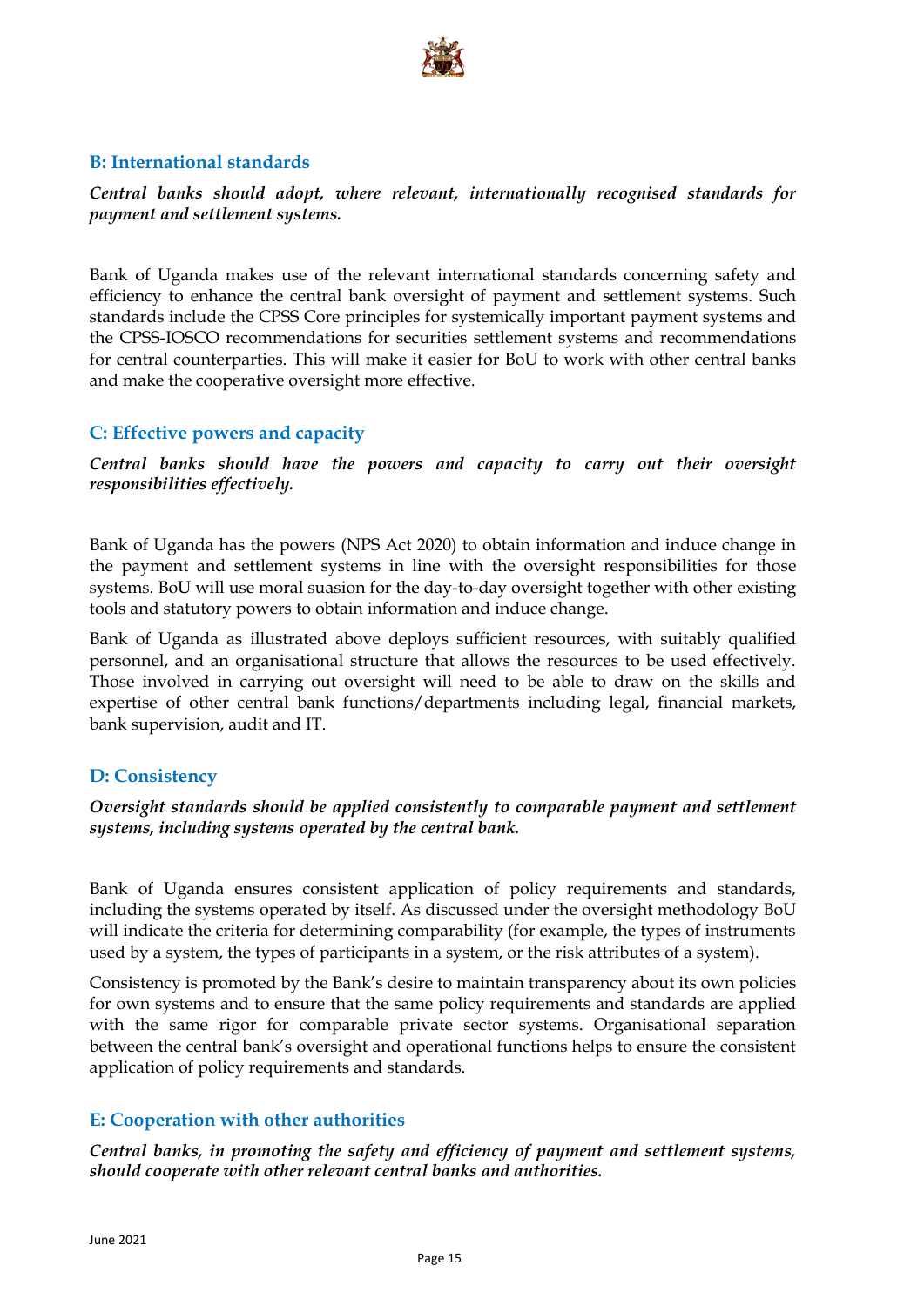## B: International standards

***Central banks should adopt, where relevant, internationally recognised standards for payment and settlement systems.***

Bank of Uganda makes use of the relevant international standards concerning safety and efficiency to enhance the central bank oversight of payment and settlement systems. Such standards include the CPSS Core principles for systemically important payment systems and the CPSS-IOSCO recommendations for securities settlement systems and recommendations for central counterparties. This will make it easier for BoU to work with other central banks and make the cooperative oversight more effective.

## C: Effective powers and capacity

***Central banks should have the powers and capacity to carry out their oversight responsibilities effectively.***

Bank of Uganda has the powers (NPS Act 2020) to obtain information and induce change in the payment and settlement systems in line with the oversight responsibilities for those systems. BoU will use moral suasion for the day-to-day oversight together with other existing tools and statutory powers to obtain information and induce change.

Bank of Uganda as illustrated above deploys sufficient resources, with suitably qualified personnel, and an organisational structure that allows the resources to be used effectively. Those involved in carrying out oversight will need to be able to draw on the skills and expertise of other central bank functions/departments including legal, financial markets, bank supervision, audit and IT.

## D: Consistency

***Oversight standards should be applied consistently to comparable payment and settlement systems, including systems operated by the central bank.***

Bank of Uganda ensures consistent application of policy requirements and standards, including the systems operated by itself. As discussed under the oversight methodology BoU will indicate the criteria for determining comparability (for example, the types of instruments used by a system, the types of participants in a system, or the risk attributes of a system).

Consistency is promoted by the Bank's desire to maintain transparency about its own policies for own systems and to ensure that the same policy requirements and standards are applied with the same rigor for comparable private sector systems. Organisational separation between the central bank's oversight and operational functions helps to ensure the consistent application of policy requirements and standards.

## E: Cooperation with other authorities

***Central banks, in promoting the safety and efficiency of payment and settlement systems, should cooperate with other relevant central banks and authorities.***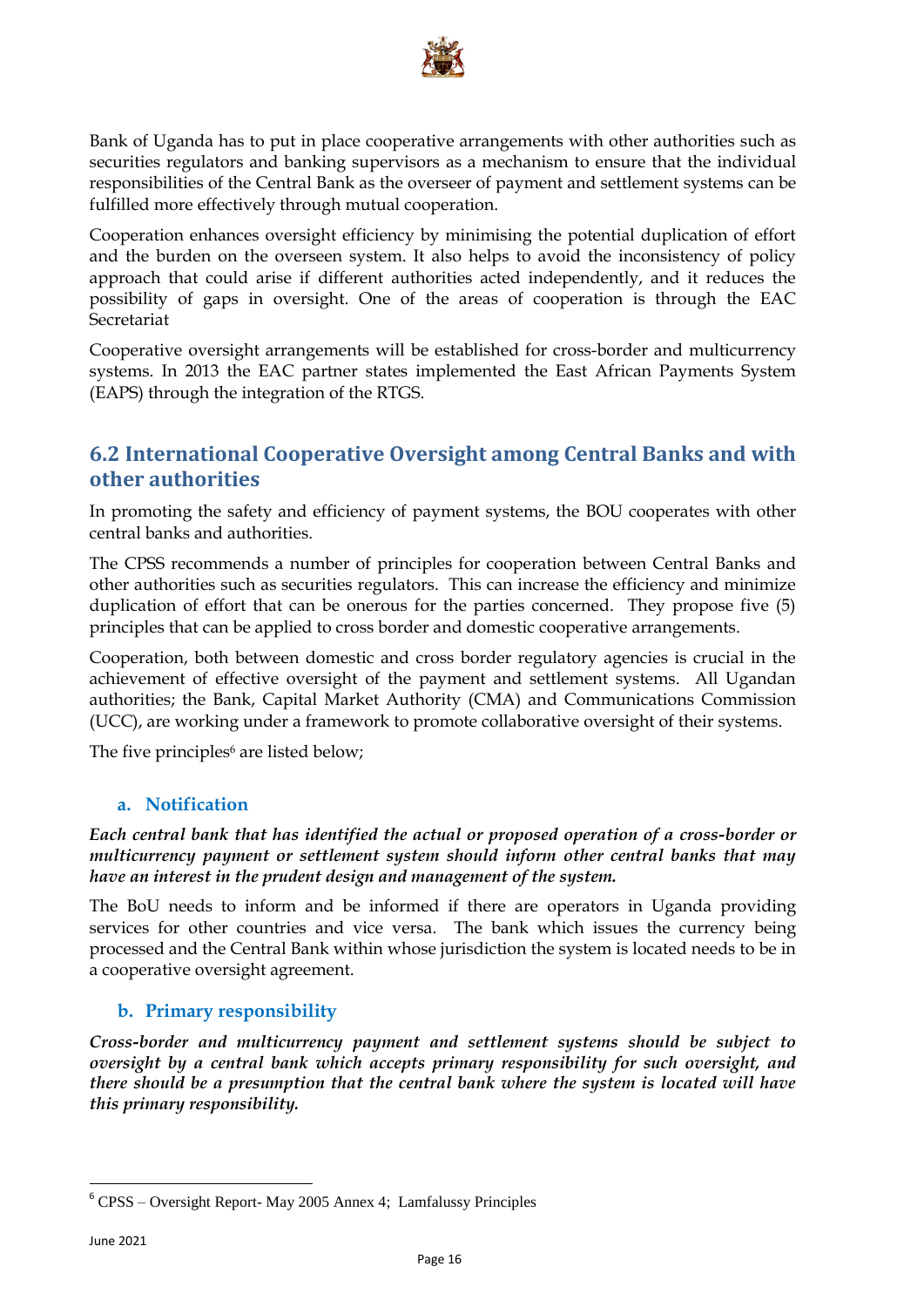Bank of Uganda has to put in place cooperative arrangements with other authorities such as securities regulators and banking supervisors as a mechanism to ensure that the individual responsibilities of the Central Bank as the overseer of payment and settlement systems can be fulfilled more effectively through mutual cooperation.

Cooperation enhances oversight efficiency by minimising the potential duplication of effort and the burden on the overseen system. It also helps to avoid the inconsistency of policy approach that could arise if different authorities acted independently, and it reduces the possibility of gaps in oversight. One of the areas of cooperation is through the EAC Secretariat

Cooperative oversight arrangements will be established for cross-border and multicurrency systems. In 2013 the EAC partner states implemented the East African Payments System (EAPS) through the integration of the RTGS.

## 6.2 International Cooperative Oversight among Central Banks and with other authorities

In promoting the safety and efficiency of payment systems, the BOU cooperates with other central banks and authorities.

The CPSS recommends a number of principles for cooperation between Central Banks and other authorities such as securities regulators. This can increase the efficiency and minimize duplication of effort that can be onerous for the parties concerned. They propose five (5) principles that can be applied to cross border and domestic cooperative arrangements.

Cooperation, both between domestic and cross border regulatory agencies is crucial in the achievement of effective oversight of the payment and settlement systems. All Ugandan authorities; the Bank, Capital Market Authority (CMA) and Communications Commission (UCC), are working under a framework to promote collaborative oversight of their systems.

The five principles[6] are listed below;

### a. Notification

***Each central bank that has identified the actual or proposed operation of a cross-border or multicurrency payment or settlement system should inform other central banks that may have an interest in the prudent design and management of the system.***

The BoU needs to inform and be informed if there are operators in Uganda providing services for other countries and vice versa. The bank which issues the currency being processed and the Central Bank within whose jurisdiction the system is located needs to be in a cooperative oversight agreement.

### b. Primary responsibility

***Cross-border and multicurrency payment and settlement systems should be subject to oversight by a central bank which accepts primary responsibility for such oversight, and there should be a presumption that the central bank where the system is located will have this primary responsibility.***

---

[6] CPSS – Oversight Report- May 2005 Annex 4; Lamfalussy Principles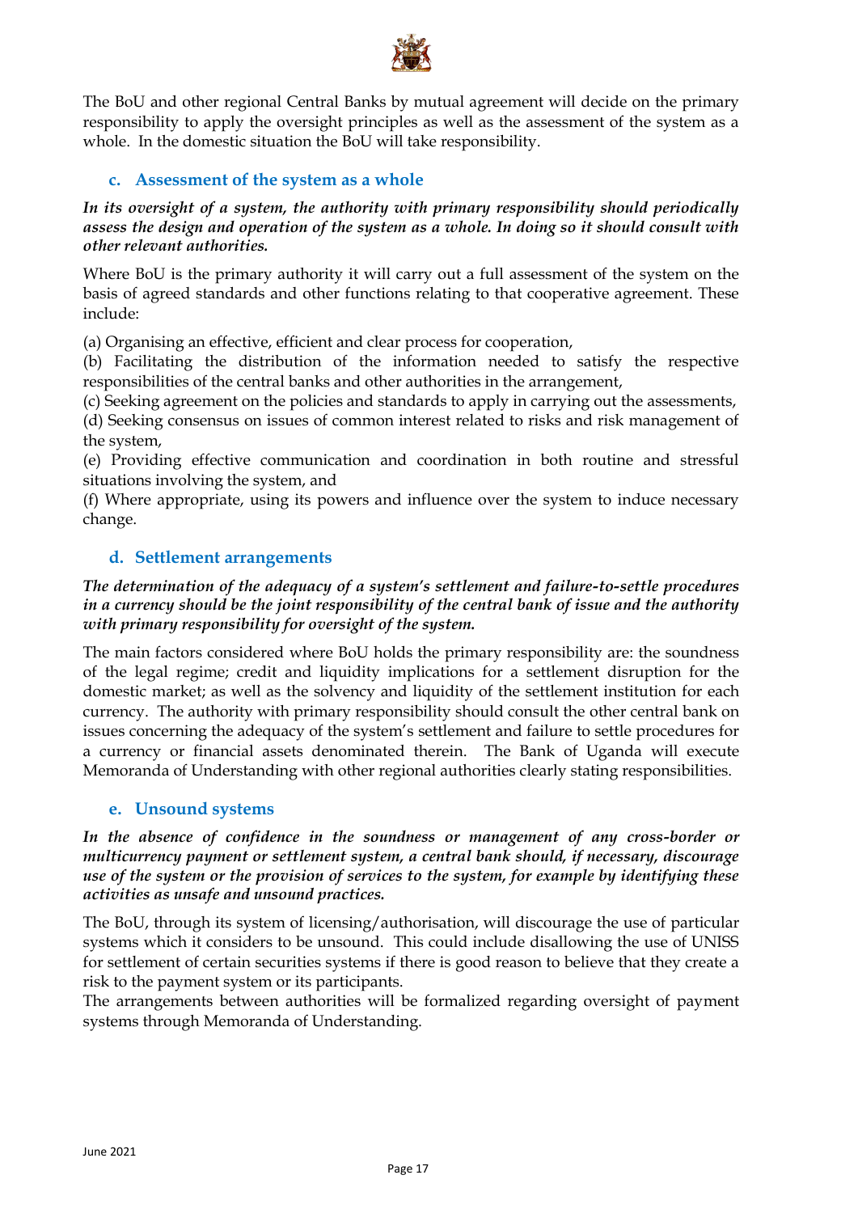The BoU and other regional Central Banks by mutual agreement will decide on the primary responsibility to apply the oversight principles as well as the assessment of the system as a whole. In the domestic situation the BoU will take responsibility.

### c. Assessment of the system as a whole

***In its oversight of a system, the authority with primary responsibility should periodically assess the design and operation of the system as a whole. In doing so it should consult with other relevant authorities.***

Where BoU is the primary authority it will carry out a full assessment of the system on the basis of agreed standards and other functions relating to that cooperative agreement. These include:

(a) Organising an effective, efficient and clear process for cooperation,
(b) Facilitating the distribution of the information needed to satisfy the respective responsibilities of the central banks and other authorities in the arrangement,
(c) Seeking agreement on the policies and standards to apply in carrying out the assessments,
(d) Seeking consensus on issues of common interest related to risks and risk management of the system,
(e) Providing effective communication and coordination in both routine and stressful situations involving the system, and
(f) Where appropriate, using its powers and influence over the system to induce necessary change.

### d. Settlement arrangements

***The determination of the adequacy of a system's settlement and failure-to-settle procedures in a currency should be the joint responsibility of the central bank of issue and the authority with primary responsibility for oversight of the system.***

The main factors considered where BoU holds the primary responsibility are: the soundness of the legal regime; credit and liquidity implications for a settlement disruption for the domestic market; as well as the solvency and liquidity of the settlement institution for each currency. The authority with primary responsibility should consult the other central bank on issues concerning the adequacy of the system's settlement and failure to settle procedures for a currency or financial assets denominated therein. The Bank of Uganda will execute Memoranda of Understanding with other regional authorities clearly stating responsibilities.

### e. Unsound systems

***In the absence of confidence in the soundness or management of any cross-border or multicurrency payment or settlement system, a central bank should, if necessary, discourage use of the system or the provision of services to the system, for example by identifying these activities as unsafe and unsound practices.***

The BoU, through its system of licensing/authorisation, will discourage the use of particular systems which it considers to be unsound. This could include disallowing the use of UNISS for settlement of certain securities systems if there is good reason to believe that they create a risk to the payment system or its participants.
The arrangements between authorities will be formalized regarding oversight of payment systems through Memoranda of Understanding.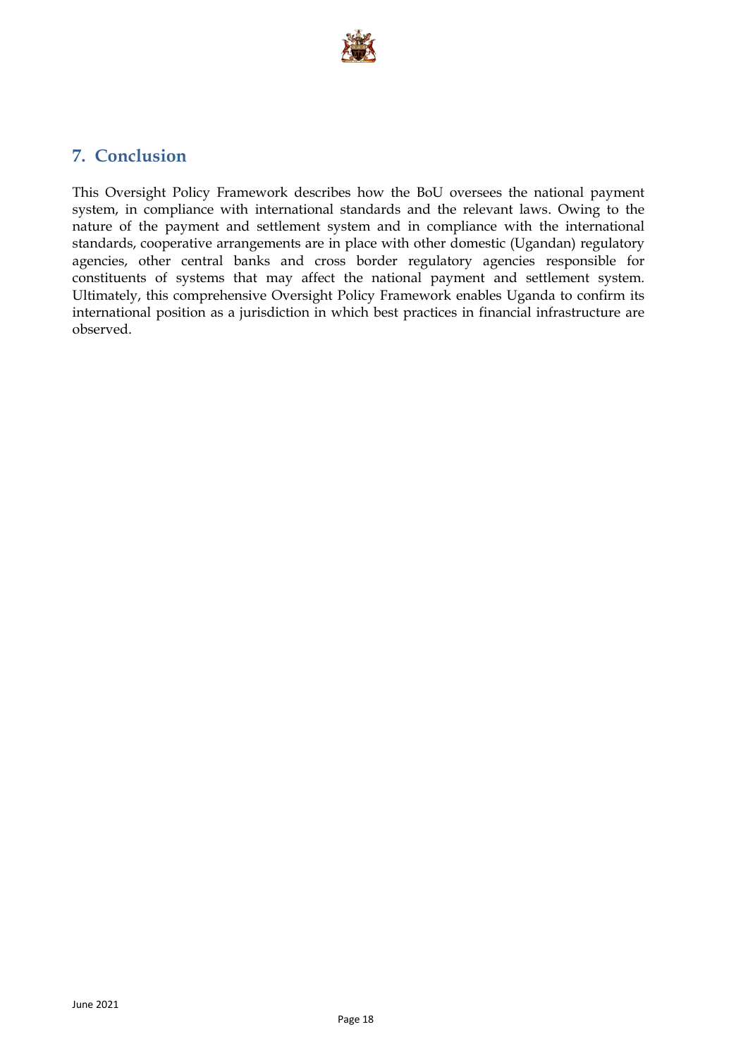## 7. Conclusion

This Oversight Policy Framework describes how the BoU oversees the national payment system, in compliance with international standards and the relevant laws. Owing to the nature of the payment and settlement system and in compliance with the international standards, cooperative arrangements are in place with other domestic (Ugandan) regulatory agencies, other central banks and cross border regulatory agencies responsible for constituents of systems that may affect the national payment and settlement system. Ultimately, this comprehensive Oversight Policy Framework enables Uganda to confirm its international position as a jurisdiction in which best practices in financial infrastructure are observed.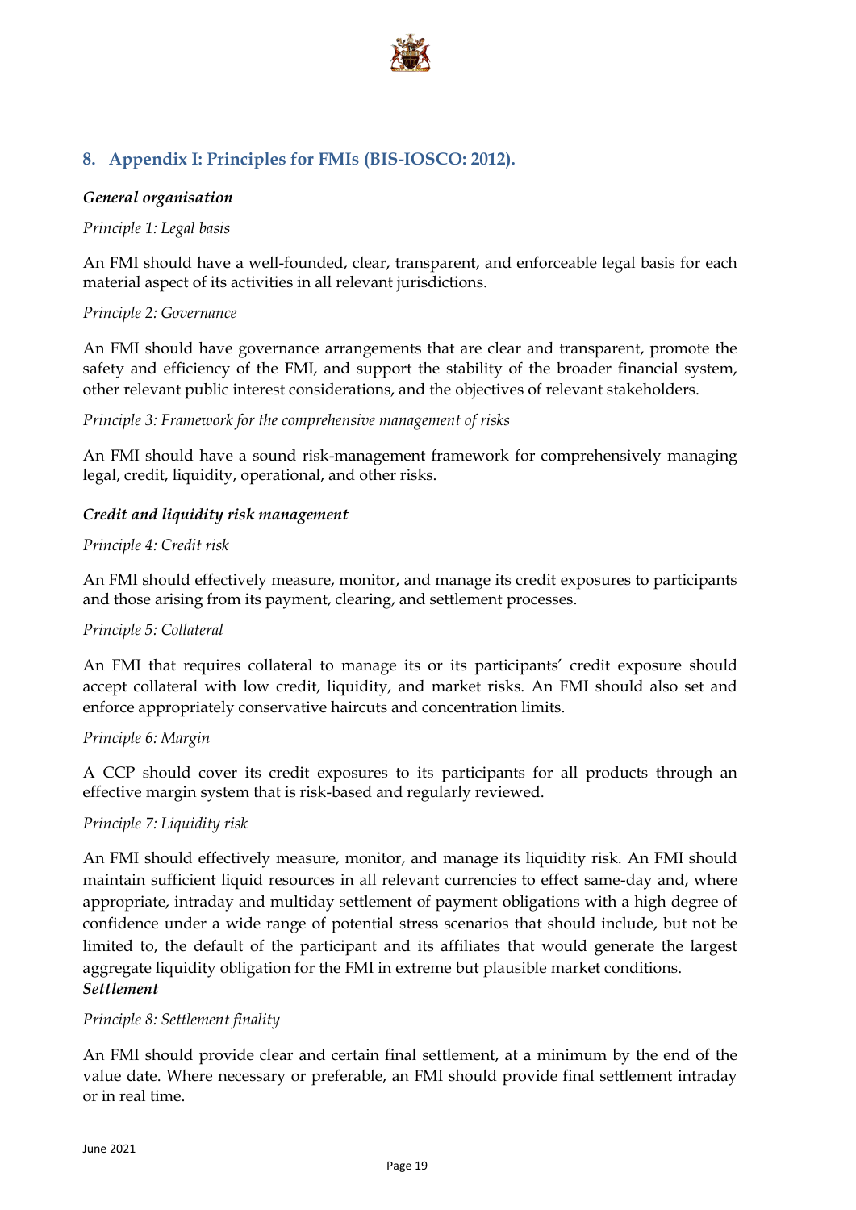## 8. Appendix I: Principles for FMIs (BIS-IOSCO: 2012).

***General organisation***

*Principle 1: Legal basis*

An FMI should have a well-founded, clear, transparent, and enforceable legal basis for each material aspect of its activities in all relevant jurisdictions.

*Principle 2: Governance*

An FMI should have governance arrangements that are clear and transparent, promote the safety and efficiency of the FMI, and support the stability of the broader financial system, other relevant public interest considerations, and the objectives of relevant stakeholders.

*Principle 3: Framework for the comprehensive management of risks*

An FMI should have a sound risk-management framework for comprehensively managing legal, credit, liquidity, operational, and other risks.

***Credit and liquidity risk management***

*Principle 4: Credit risk*

An FMI should effectively measure, monitor, and manage its credit exposures to participants and those arising from its payment, clearing, and settlement processes.

*Principle 5: Collateral*

An FMI that requires collateral to manage its or its participants' credit exposure should accept collateral with low credit, liquidity, and market risks. An FMI should also set and enforce appropriately conservative haircuts and concentration limits.

*Principle 6: Margin*

A CCP should cover its credit exposures to its participants for all products through an effective margin system that is risk-based and regularly reviewed.

*Principle 7: Liquidity risk*

An FMI should effectively measure, monitor, and manage its liquidity risk. An FMI should maintain sufficient liquid resources in all relevant currencies to effect same-day and, where appropriate, intraday and multiday settlement of payment obligations with a high degree of confidence under a wide range of potential stress scenarios that should include, but not be limited to, the default of the participant and its affiliates that would generate the largest aggregate liquidity obligation for the FMI in extreme but plausible market conditions.

***Settlement***

*Principle 8: Settlement finality*

An FMI should provide clear and certain final settlement, at a minimum by the end of the value date. Where necessary or preferable, an FMI should provide final settlement intraday or in real time.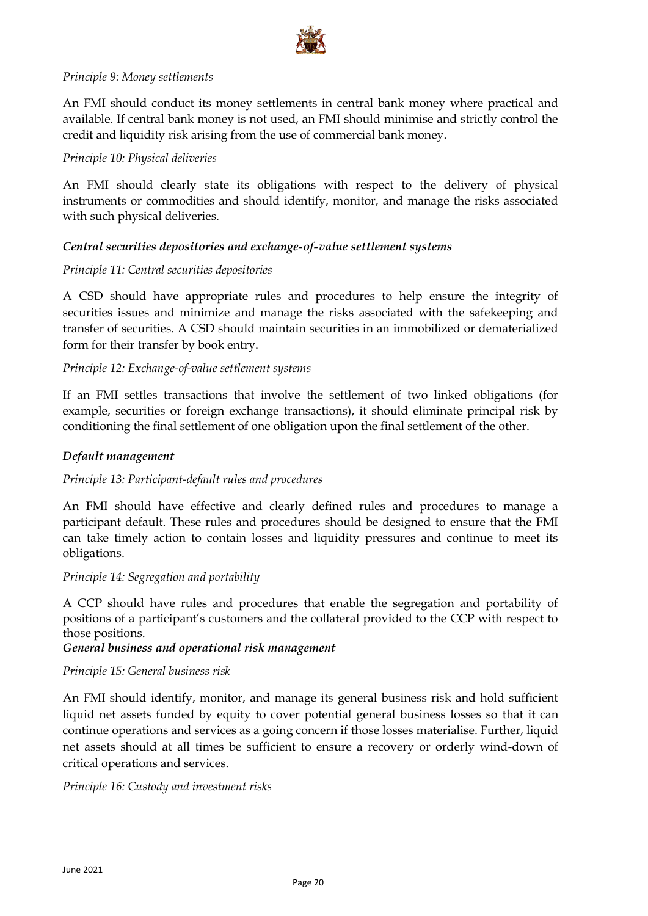*Principle 9: Money settlements*

An FMI should conduct its money settlements in central bank money where practical and available. If central bank money is not used, an FMI should minimise and strictly control the credit and liquidity risk arising from the use of commercial bank money.

*Principle 10: Physical deliveries*

An FMI should clearly state its obligations with respect to the delivery of physical instruments or commodities and should identify, monitor, and manage the risks associated with such physical deliveries.

***Central securities depositories and exchange-of-value settlement systems***

*Principle 11: Central securities depositories*

A CSD should have appropriate rules and procedures to help ensure the integrity of securities issues and minimize and manage the risks associated with the safekeeping and transfer of securities. A CSD should maintain securities in an immobilized or dematerialized form for their transfer by book entry.

*Principle 12: Exchange-of-value settlement systems*

If an FMI settles transactions that involve the settlement of two linked obligations (for example, securities or foreign exchange transactions), it should eliminate principal risk by conditioning the final settlement of one obligation upon the final settlement of the other.

***Default management***

*Principle 13: Participant-default rules and procedures*

An FMI should have effective and clearly defined rules and procedures to manage a participant default. These rules and procedures should be designed to ensure that the FMI can take timely action to contain losses and liquidity pressures and continue to meet its obligations.

*Principle 14: Segregation and portability*

A CCP should have rules and procedures that enable the segregation and portability of positions of a participant's customers and the collateral provided to the CCP with respect to those positions.

***General business and operational risk management***

*Principle 15: General business risk*

An FMI should identify, monitor, and manage its general business risk and hold sufficient liquid net assets funded by equity to cover potential general business losses so that it can continue operations and services as a going concern if those losses materialise. Further, liquid net assets should at all times be sufficient to ensure a recovery or orderly wind-down of critical operations and services.

*Principle 16: Custody and investment risks*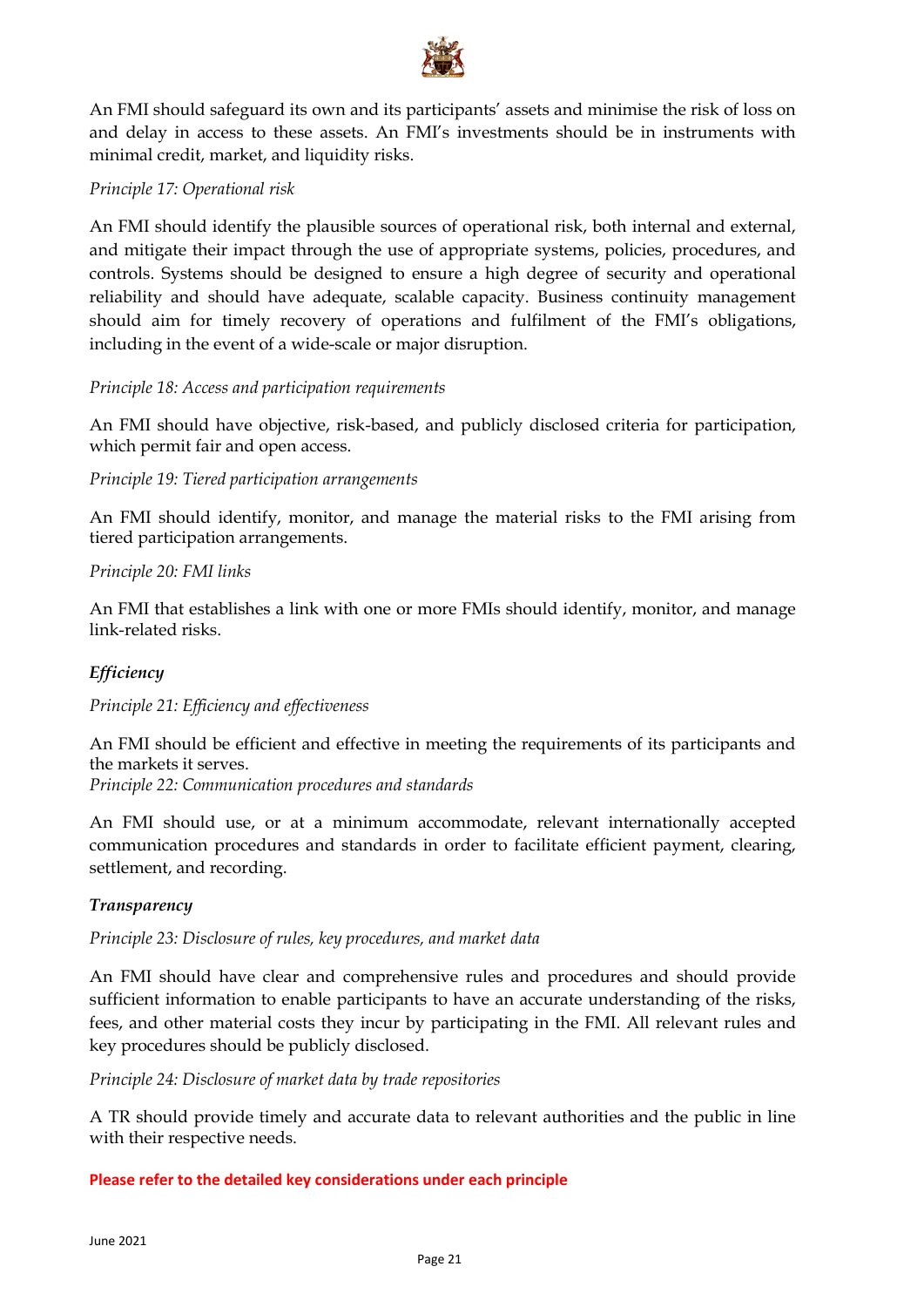An FMI should safeguard its own and its participants' assets and minimise the risk of loss on and delay in access to these assets. An FMI's investments should be in instruments with minimal credit, market, and liquidity risks.

*Principle 17: Operational risk*

An FMI should identify the plausible sources of operational risk, both internal and external, and mitigate their impact through the use of appropriate systems, policies, procedures, and controls. Systems should be designed to ensure a high degree of security and operational reliability and should have adequate, scalable capacity. Business continuity management should aim for timely recovery of operations and fulfilment of the FMI's obligations, including in the event of a wide-scale or major disruption.

*Principle 18: Access and participation requirements*

An FMI should have objective, risk-based, and publicly disclosed criteria for participation, which permit fair and open access.

*Principle 19: Tiered participation arrangements*

An FMI should identify, monitor, and manage the material risks to the FMI arising from tiered participation arrangements.

*Principle 20: FMI links*

An FMI that establishes a link with one or more FMIs should identify, monitor, and manage link-related risks.

***Efficiency***

*Principle 21: Efficiency and effectiveness*

An FMI should be efficient and effective in meeting the requirements of its participants and the markets it serves.

*Principle 22: Communication procedures and standards*

An FMI should use, or at a minimum accommodate, relevant internationally accepted communication procedures and standards in order to facilitate efficient payment, clearing, settlement, and recording.

***Transparency***

*Principle 23: Disclosure of rules, key procedures, and market data*

An FMI should have clear and comprehensive rules and procedures and should provide sufficient information to enable participants to have an accurate understanding of the risks, fees, and other material costs they incur by participating in the FMI. All relevant rules and key procedures should be publicly disclosed.

*Principle 24: Disclosure of market data by trade repositories*

A TR should provide timely and accurate data to relevant authorities and the public in line with their respective needs.

**Please refer to the detailed key considerations under each principle**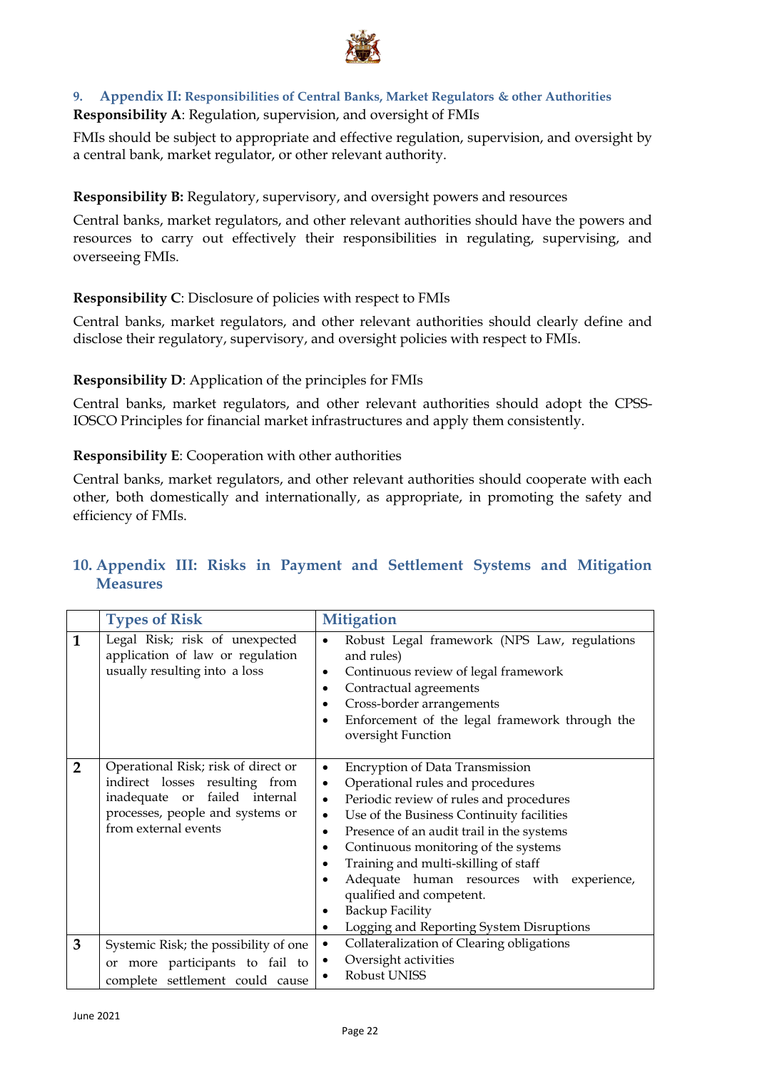## 9. Appendix II: Responsibilities of Central Banks, Market Regulators & other Authorities

**Responsibility A**: Regulation, supervision, and oversight of FMIs

FMIs should be subject to appropriate and effective regulation, supervision, and oversight by a central bank, market regulator, or other relevant authority.

**Responsibility B:** Regulatory, supervisory, and oversight powers and resources

Central banks, market regulators, and other relevant authorities should have the powers and resources to carry out effectively their responsibilities in regulating, supervising, and overseeing FMIs.

**Responsibility C**: Disclosure of policies with respect to FMIs

Central banks, market regulators, and other relevant authorities should clearly define and disclose their regulatory, supervisory, and oversight policies with respect to FMIs.

**Responsibility D**: Application of the principles for FMIs

Central banks, market regulators, and other relevant authorities should adopt the CPSS-IOSCO Principles for financial market infrastructures and apply them consistently.

**Responsibility E**: Cooperation with other authorities

Central banks, market regulators, and other relevant authorities should cooperate with each other, both domestically and internationally, as appropriate, in promoting the safety and efficiency of FMIs.

## 10. Appendix III: Risks in Payment and Settlement Systems and Mitigation Measures

| | Types of Risk | Mitigation |
|---|---|---|
| **1** | Legal Risk; risk of unexpected application of law or regulation usually resulting into a loss | • Robust Legal framework (NPS Law, regulations and rules)<br>• Continuous review of legal framework<br>• Contractual agreements<br>• Cross-border arrangements<br>• Enforcement of the legal framework through the oversight Function |
| **2** | Operational Risk; risk of direct or indirect losses resulting from inadequate or failed internal processes, people and systems or from external events | • Encryption of Data Transmission<br>• Operational rules and procedures<br>• Periodic review of rules and procedures<br>• Use of the Business Continuity facilities<br>• Presence of an audit trail in the systems<br>• Continuous monitoring of the systems<br>• Training and multi-skilling of staff<br>• Adequate human resources with experience, qualified and competent.<br>• Backup Facility<br>• Logging and Reporting System Disruptions |
| **3** | Systemic Risk; the possibility of one or more participants to fail to complete settlement could cause | • Collateralization of Clearing obligations<br>• Oversight activities<br>• Robust UNISS |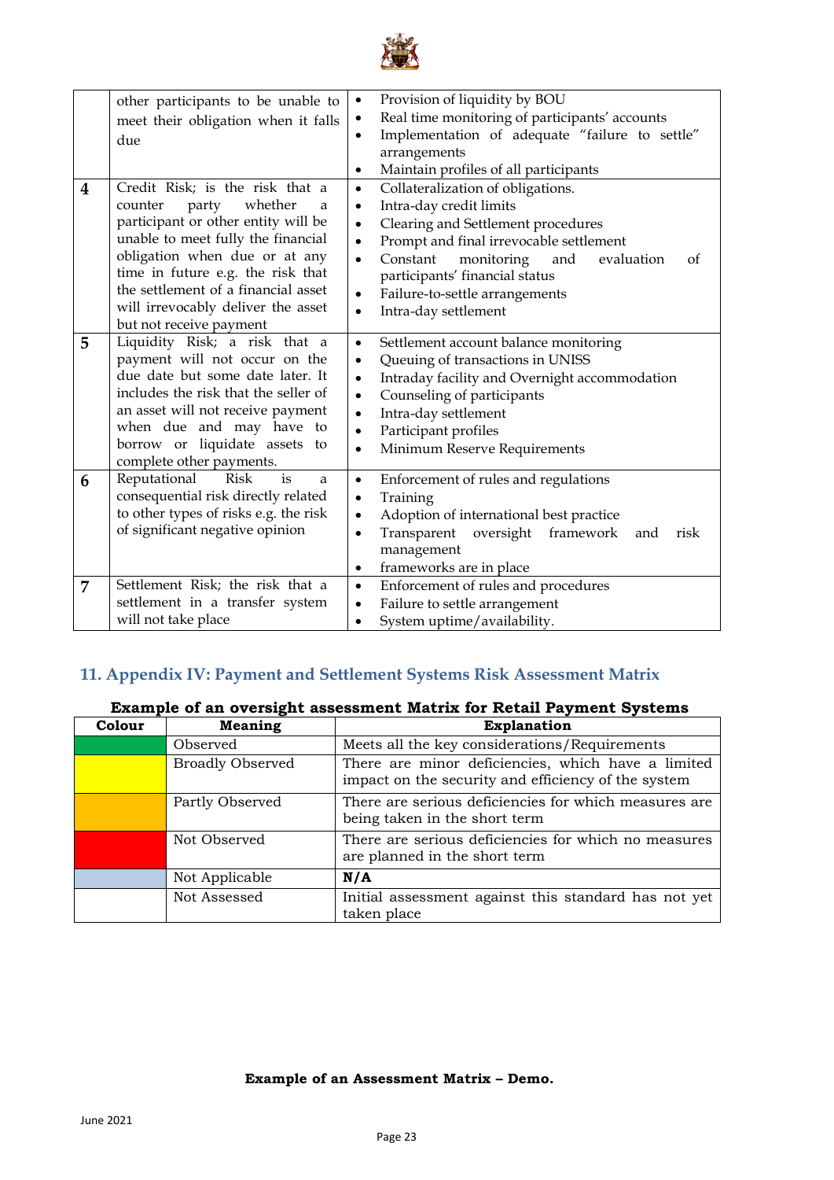| | | |
|---|---|---|
| | other participants to be unable to meet their obligation when it falls due | • Provision of liquidity by BOU<br>• Real time monitoring of participants' accounts<br>• Implementation of adequate "failure to settle" arrangements<br>• Maintain profiles of all participants |
| 4 | Credit Risk; is the risk that a counter party whether a participant or other entity will be unable to meet fully the financial obligation when due or at any time in future e.g. the risk that the settlement of a financial asset will irrevocably deliver the asset but not receive payment | • Collateralization of obligations.<br>• Intra-day credit limits<br>• Clearing and Settlement procedures<br>• Prompt and final irrevocable settlement<br>• Constant monitoring and evaluation of participants' financial status<br>• Failure-to-settle arrangements<br>• Intra-day settlement |
| 5 | Liquidity Risk; a risk that a payment will not occur on the due date but some date later. It includes the risk that the seller of an asset will not receive payment when due and may have to borrow or liquidate assets to complete other payments. | • Settlement account balance monitoring<br>• Queuing of transactions in UNISS<br>• Intraday facility and Overnight accommodation<br>• Counseling of participants<br>• Intra-day settlement<br>• Participant profiles<br>• Minimum Reserve Requirements |
| 6 | Reputational Risk is a consequential risk directly related to other types of risks e.g. the risk of significant negative opinion | • Enforcement of rules and regulations<br>• Training<br>• Adoption of international best practice<br>• Transparent oversight framework and risk management<br>• frameworks are in place |
| 7 | Settlement Risk; the risk that a settlement in a transfer system will not take place | • Enforcement of rules and procedures<br>• Failure to settle arrangement<br>• System uptime/availability. |

## 11. Appendix IV: Payment and Settlement Systems Risk Assessment Matrix

**Example of an oversight assessment Matrix for Retail Payment Systems**

| Colour | Meaning | Explanation |
|---|---|---|
| Green | Observed | Meets all the key considerations/Requirements |
| Yellow | Broadly Observed | There are minor deficiencies, which have a limited impact on the security and efficiency of the system |
| Orange | Partly Observed | There are serious deficiencies for which measures are being taken in the short term |
| Red | Not Observed | There are serious deficiencies for which no measures are planned in the short term |
| Light blue | Not Applicable | **N/A** |
| | Not Assessed | Initial assessment against this standard has not yet taken place |

**Example of an Assessment Matrix – Demo.**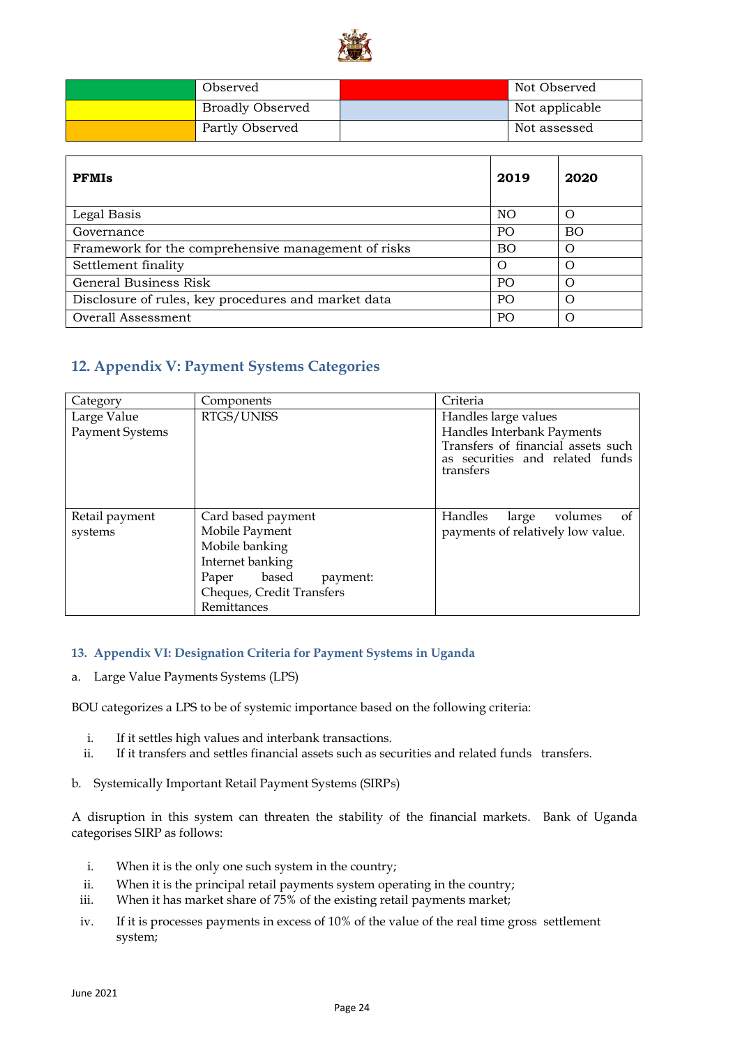| | Observed | | Not Observed |
|---|---|---|---|
| | Broadly Observed | | Not applicable |
| | Partly Observed | | Not assessed |

| PFMIs | 2019 | 2020 |
|---|---|---|
| Legal Basis | NO | O |
| Governance | PO | BO |
| Framework for the comprehensive management of risks | BO | O |
| Settlement finality | O | O |
| General Business Risk | PO | O |
| Disclosure of rules, key procedures and market data | PO | O |
| Overall Assessment | PO | O |

## 12. Appendix V: Payment Systems Categories

| Category | Components | Criteria |
|---|---|---|
| Large Value Payment Systems | RTGS/UNISS | Handles large values<br>Handles Interbank Payments<br>Transfers of financial assets such as securities and related funds transfers |
| Retail payment systems | Card based payment<br>Mobile Payment<br>Mobile banking<br>Internet banking<br>Paper based payment: Cheques, Credit Transfers<br>Remittances | Handles large volumes of payments of relatively low value. |

### 13. Appendix VI: Designation Criteria for Payment Systems in Uganda

a. Large Value Payments Systems (LPS)

BOU categorizes a LPS to be of systemic importance based on the following criteria:

i. If it settles high values and interbank transactions.
ii. If it transfers and settles financial assets such as securities and related funds transfers.

b. Systemically Important Retail Payment Systems (SIRPs)

A disruption in this system can threaten the stability of the financial markets. Bank of Uganda categorises SIRP as follows:

i. When it is the only one such system in the country;
ii. When it is the principal retail payments system operating in the country;
iii. When it has market share of 75% of the existing retail payments market;
iv. If it is processes payments in excess of 10% of the value of the real time gross settlement system;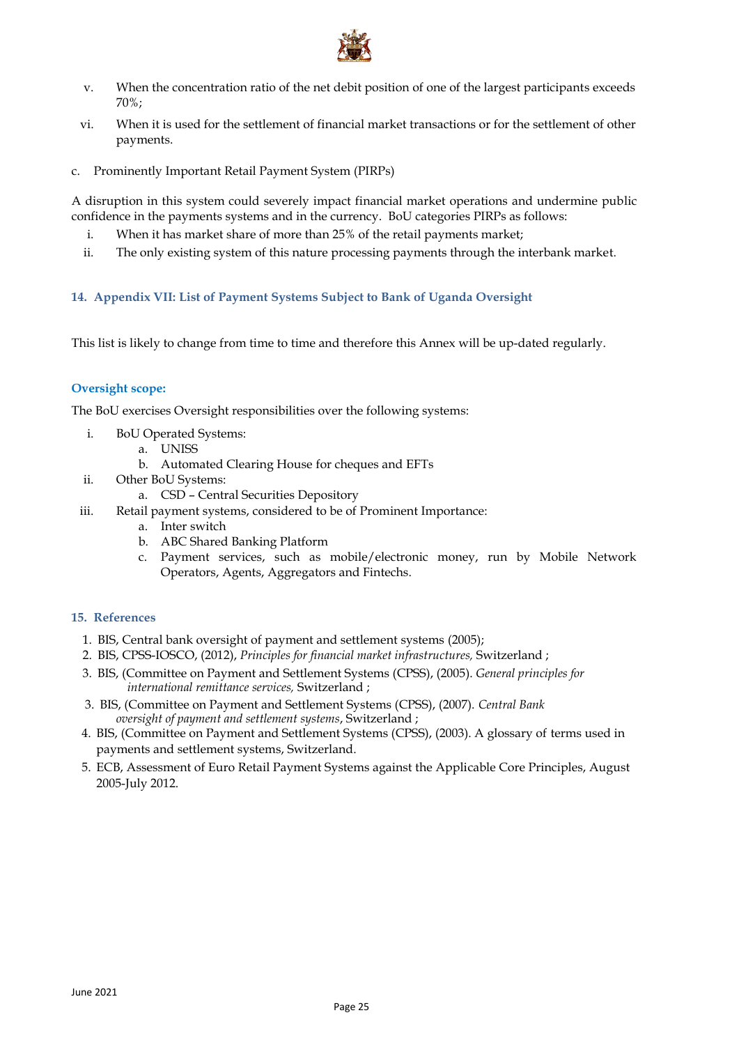v. When the concentration ratio of the net debit position of one of the largest participants exceeds 70%;

vi. When it is used for the settlement of financial market transactions or for the settlement of other payments.

c. Prominently Important Retail Payment System (PIRPs)

A disruption in this system could severely impact financial market operations and undermine public confidence in the payments systems and in the currency. BoU categories PIRPs as follows:

i. When it has market share of more than 25% of the retail payments market;

ii. The only existing system of this nature processing payments through the interbank market.

## 14. Appendix VII: List of Payment Systems Subject to Bank of Uganda Oversight

This list is likely to change from time to time and therefore this Annex will be up-dated regularly.

### Oversight scope:

The BoU exercises Oversight responsibilities over the following systems:

i. BoU Operated Systems:
   a. UNISS
   b. Automated Clearing House for cheques and EFTs

ii. Other BoU Systems:
   a. CSD – Central Securities Depository

iii. Retail payment systems, considered to be of Prominent Importance:
   a. Inter switch
   b. ABC Shared Banking Platform
   c. Payment services, such as mobile/electronic money, run by Mobile Network Operators, Agents, Aggregators and Fintechs.

## 15. References

1. BIS, Central bank oversight of payment and settlement systems (2005);
2. BIS, CPSS-IOSCO, (2012), *Principles for financial market infrastructures,* Switzerland ;
3. BIS, (Committee on Payment and Settlement Systems (CPSS), (2005). *General principles for international remittance services,* Switzerland ;
3. BIS, (Committee on Payment and Settlement Systems (CPSS), (2007). *Central Bank oversight of payment and settlement systems*, Switzerland ;
4. BIS, (Committee on Payment and Settlement Systems (CPSS), (2003). A glossary of terms used in payments and settlement systems, Switzerland.
5. ECB, Assessment of Euro Retail Payment Systems against the Applicable Core Principles, August 2005-July 2012.

June 2021